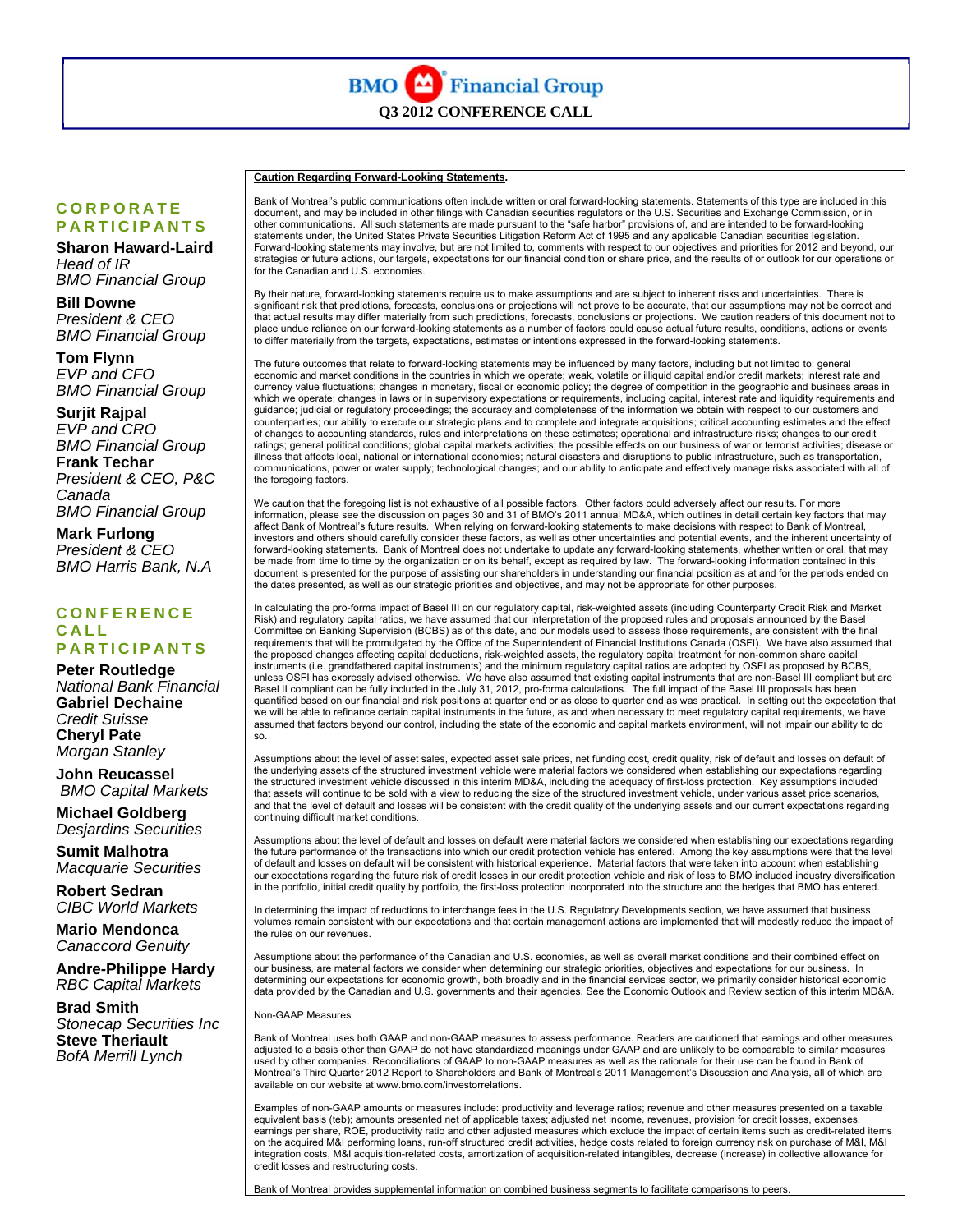# BMO Financial Group

## Q3 2012 CONFERENCE CALL

### CORPORATE PARTICIPANTS

**Sharon Haward-Laird**
*Head of IR*
*BMO Financial Group*

**Bill Downe**
*President & CEO*
*BMO Financial Group*

**Tom Flynn**
*EVP and CFO*
*BMO Financial Group*

**Surjit Rajpal**
*EVP and CRO*
*BMO Financial Group*

**Frank Techar**
*President & CEO, P&C Canada*
*BMO Financial Group*

**Mark Furlong**
*President & CEO*
*BMO Harris Bank, N.A*

### CONFERENCE CALL PARTICIPANTS

**Peter Routledge**
*National Bank Financial*

**Gabriel Dechaine**
*Credit Suisse*

**Cheryl Pate**
*Morgan Stanley*

**John Reucassel**
*BMO Capital Markets*

**Michael Goldberg**
*Desjardins Securities*

**Sumit Malhotra**
*Macquarie Securities*

**Robert Sedran**
*CIBC World Markets*

**Mario Mendonca**
*Canaccord Genuity*

**Andre-Philippe Hardy**
*RBC Capital Markets*

**Brad Smith**
*Stonecap Securities Inc*

**Steve Theriault**
*BofA Merrill Lynch*

**Caution Regarding Forward-Looking Statements.**

Bank of Montreal's public communications often include written or oral forward-looking statements. Statements of this type are included in this document, and may be included in other filings with Canadian securities regulators or the U.S. Securities and Exchange Commission, or in other communications. All such statements are made pursuant to the "safe harbor" provisions of, and are intended to be forward-looking statements under, the United States Private Securities Litigation Reform Act of 1995 and any applicable Canadian securities legislation. Forward-looking statements may involve, but are not limited to, comments with respect to our objectives and priorities for 2012 and beyond, our strategies or future actions, our targets, expectations for our financial condition or share price, and the results of or outlook for our operations or for the Canadian and U.S. economies.

By their nature, forward-looking statements require us to make assumptions and are subject to inherent risks and uncertainties. There is significant risk that predictions, forecasts, conclusions or projections will not prove to be accurate, that our assumptions may not be correct and that actual results may differ materially from such predictions, forecasts, conclusions or projections. We caution readers of this document not to place undue reliance on our forward-looking statements as a number of factors could cause actual future results, conditions, actions or events to differ materially from the targets, expectations, estimates or intentions expressed in the forward-looking statements.

The future outcomes that relate to forward-looking statements may be influenced by many factors, including but not limited to: general economic and market conditions in the countries in which we operate; weak, volatile or illiquid capital and/or credit markets; interest rate and currency value fluctuations; changes in monetary, fiscal or economic policy; the degree of competition in the geographic and business areas in which we operate; changes in laws or in supervisory expectations or requirements, including capital, interest rate and liquidity requirements and guidance; judicial or regulatory proceedings; the accuracy and completeness of the information we obtain with respect to our customers and counterparties; our ability to execute our strategic plans and to complete and integrate acquisitions; critical accounting estimates and the effect of changes to accounting standards, rules and interpretations on these estimates; operational and infrastructure risks; changes to our credit ratings; general political conditions; global capital markets activities; the possible effects on our business of war or terrorist activities; disease or illness that affects local, national or international economies; natural disasters and disruptions to public infrastructure, such as transportation, communications, power or water supply; technological changes; and our ability to anticipate and effectively manage risks associated with all of the foregoing factors.

We caution that the foregoing list is not exhaustive of all possible factors. Other factors could adversely affect our results. For more information, please see the discussion on pages 30 and 31 of BMO's 2011 annual MD&A, which outlines in detail certain key factors that may affect Bank of Montreal's future results. When relying on forward-looking statements to make decisions with respect to Bank of Montreal, investors and others should carefully consider these factors, as well as other uncertainties and potential events, and the inherent uncertainty of forward-looking statements. Bank of Montreal does not undertake to update any forward-looking statements, whether written or oral, that may be made from time to time by the organization or on its behalf, except as required by law. The forward-looking information contained in this document is presented for the purpose of assisting our shareholders in understanding our financial position as at and for the periods ended on the dates presented, as well as our strategic priorities and objectives, and may not be appropriate for other purposes.

In calculating the pro-forma impact of Basel III on our regulatory capital, risk-weighted assets (including Counterparty Credit Risk and Market Risk) and regulatory capital ratios, we have assumed that our interpretation of the proposed rules and proposals announced by the Basel Committee on Banking Supervision (BCBS) as of this date, and our models used to assess those requirements, are consistent with the final requirements that will be promulgated by the Office of the Superintendent of Financial Institutions Canada (OSFI). We have also assumed that the proposed changes affecting capital deductions, risk-weighted assets, the regulatory capital treatment for non-common share capital instruments (i.e. grandfathered capital instruments) and the minimum regulatory capital ratios are adopted by OSFI as proposed by BCBS, unless OSFI has expressly advised otherwise. We have also assumed that existing capital instruments that are non-Basel III compliant but are Basel II compliant can be fully included in the July 31, 2012, pro-forma calculations. The full impact of the Basel III proposals has been quantified based on our financial and risk positions at quarter end or as close to quarter end as was practical. In setting out the expectation that we will be able to refinance certain capital instruments in the future, as and when necessary to meet regulatory capital requirements, we have assumed that factors beyond our control, including the state of the economic and capital markets environment, will not impair our ability to do so.

Assumptions about the level of asset sales, expected asset sale prices, net funding cost, credit quality, risk of default and losses on default of the underlying assets of the structured investment vehicle were material factors we considered when establishing our expectations regarding the structured investment vehicle discussed in this interim MD&A, including the adequacy of first-loss protection. Key assumptions included that assets will continue to be sold with a view to reducing the size of the structured investment vehicle, under various asset price scenarios, and that the level of default and losses will be consistent with the credit quality of the underlying assets and our current expectations regarding continuing difficult market conditions.

Assumptions about the level of default and losses on default were material factors we considered when establishing our expectations regarding the future performance of the transactions into which our credit protection vehicle has entered. Among the key assumptions were that the level of default and losses on default will be consistent with historical experience. Material factors that were taken into account when establishing our expectations regarding the future risk of credit losses in our credit protection vehicle and risk of loss to BMO included industry diversification in the portfolio, initial credit quality by portfolio, the first-loss protection incorporated into the structure and the hedges that BMO has entered.

In determining the impact of reductions to interchange fees in the U.S. Regulatory Developments section, we have assumed that business volumes remain consistent with our expectations and that certain management actions are implemented that will modestly reduce the impact of the rules on our revenues.

Assumptions about the performance of the Canadian and U.S. economies, as well as overall market conditions and their combined effect on our business, are material factors we consider when determining our strategic priorities, objectives and expectations for our business. In determining our expectations for economic growth, both broadly and in the financial services sector, we primarily consider historical economic data provided by the Canadian and U.S. governments and their agencies. See the Economic Outlook and Review section of this interim MD&A.

Non-GAAP Measures

Bank of Montreal uses both GAAP and non-GAAP measures to assess performance. Readers are cautioned that earnings and other measures adjusted to a basis other than GAAP do not have standardized meanings under GAAP and are unlikely to be comparable to similar measures used by other companies. Reconciliations of GAAP to non-GAAP measures as well as the rationale for their use can be found in Bank of Montreal's Third Quarter 2012 Report to Shareholders and Bank of Montreal's 2011 Management's Discussion and Analysis, all of which are available on our website at www.bmo.com/investorrelations.

Examples of non-GAAP amounts or measures include: productivity and leverage ratios; revenue and other measures presented on a taxable equivalent basis (teb); amounts presented net of applicable taxes; adjusted net income, revenues, provision for credit losses, expenses, earnings per share, ROE, productivity ratio and other adjusted measures which exclude the impact of certain items such as credit-related items on the acquired M&I performing loans, run-off structured credit activities, hedge costs related to foreign currency risk on purchase of M&I, M&I integration costs, M&I acquisition-related costs, amortization of acquisition-related intangibles, decrease (increase) in collective allowance for credit losses and restructuring costs.

Bank of Montreal provides supplemental information on combined business segments to facilitate comparisons to peers.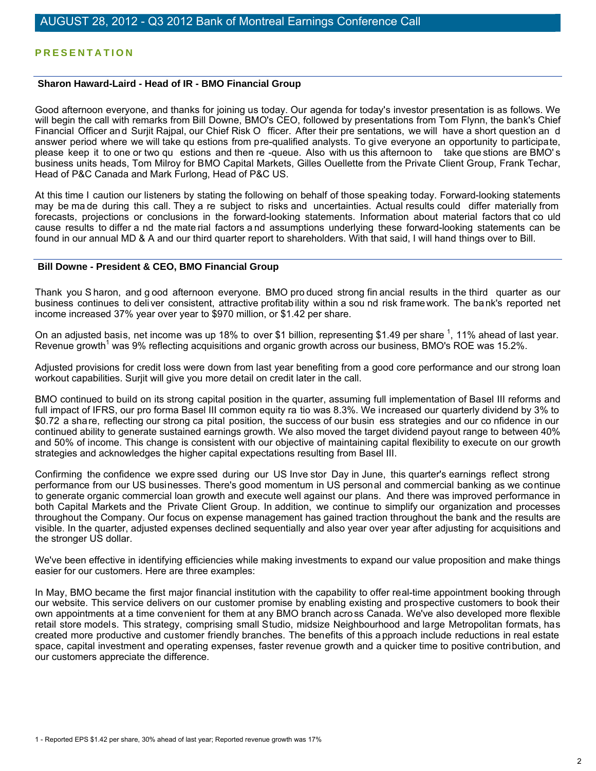# AUGUST 28, 2012 - Q3 2012 Bank of Montreal Earnings Conference Call

## PRESENTATION

### Sharon Haward-Laird - Head of IR - BMO Financial Group

Good afternoon everyone, and thanks for joining us today. Our agenda for today's investor presentation is as follows. We will begin the call with remarks from Bill Downe, BMO's CEO, followed by presentations from Tom Flynn, the bank's Chief Financial Officer and Surjit Rajpal, our Chief Risk Officer. After their presentations, we will have a short question and answer period where we will take questions from pre-qualified analysts. To give everyone an opportunity to participate, please keep it to one or two questions and then re-queue. Also with us this afternoon to take questions are BMO's business units heads, Tom Milroy for BMO Capital Markets, Gilles Ouellette from the Private Client Group, Frank Techar, Head of P&C Canada and Mark Furlong, Head of P&C US.

At this time I caution our listeners by stating the following on behalf of those speaking today. Forward-looking statements may be made during this call. They are subject to risks and uncertainties. Actual results could differ materially from forecasts, projections or conclusions in the forward-looking statements. Information about material factors that could cause results to differ and the material factors and assumptions underlying these forward-looking statements can be found in our annual MD & A and our third quarter report to shareholders. With that said, I will hand things over to Bill.

### Bill Downe - President & CEO, BMO Financial Group

Thank you Sharon, and good afternoon everyone. BMO produced strong financial results in the third quarter as our business continues to deliver consistent, attractive profitability within a sound risk framework. The bank's reported net income increased 37% year over year to $970 million, or $1.42 per share.

On an adjusted basis, net income was up 18% to over $1 billion, representing $1.49 per share [1], 11% ahead of last year. Revenue growth[1] was 9% reflecting acquisitions and organic growth across our business, BMO's ROE was 15.2%.

Adjusted provisions for credit loss were down from last year benefiting from a good core performance and our strong loan workout capabilities. Surjit will give you more detail on credit later in the call.

BMO continued to build on its strong capital position in the quarter, assuming full implementation of Basel III reforms and full impact of IFRS, our pro forma Basel III common equity ratio was 8.3%. We increased our quarterly dividend by 3% to $0.72 a share, reflecting our strong capital position, the success of our business strategies and our confidence in our continued ability to generate sustained earnings growth. We also moved the target dividend payout range to between 40% and 50% of income. This change is consistent with our objective of maintaining capital flexibility to execute on our growth strategies and acknowledges the higher capital expectations resulting from Basel III.

Confirming the confidence we expressed during our US Investor Day in June, this quarter's earnings reflect strong performance from our US businesses. There's good momentum in US personal and commercial banking as we continue to generate organic commercial loan growth and execute well against our plans. And there was improved performance in both Capital Markets and the Private Client Group. In addition, we continue to simplify our organization and processes throughout the Company. Our focus on expense management has gained traction throughout the bank and the results are visible. In the quarter, adjusted expenses declined sequentially and also year over year after adjusting for acquisitions and the stronger US dollar.

We've been effective in identifying efficiencies while making investments to expand our value proposition and make things easier for our customers. Here are three examples:

In May, BMO became the first major financial institution with the capability to offer real-time appointment booking through our website. This service delivers on our customer promise by enabling existing and prospective customers to book their own appointments at a time convenient for them at any BMO branch across Canada. We've also developed more flexible retail store models. This strategy, comprising small Studio, midsize Neighbourhood and large Metropolitan formats, has created more productive and customer friendly branches. The benefits of this approach include reductions in real estate space, capital investment and operating expenses, faster revenue growth and a quicker time to positive contribution, and our customers appreciate the difference.

1 - Reported EPS $1.42 per share, 30% ahead of last year; Reported revenue growth was 17%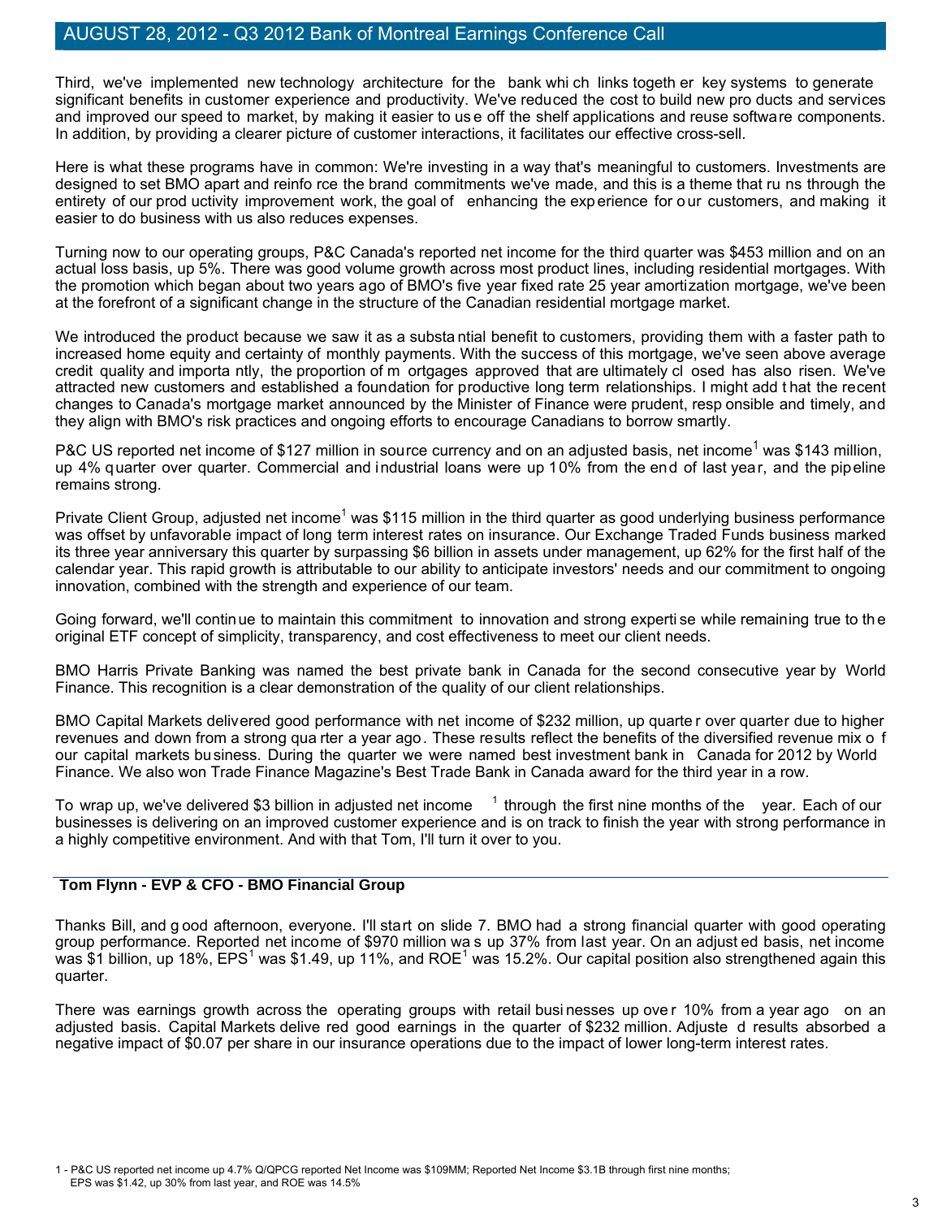Third, we've implemented new technology architecture for the bank which links together key systems to generate significant benefits in customer experience and productivity. We've reduced the cost to build new products and services and improved our speed to market, by making it easier to use off the shelf applications and reuse software components. In addition, by providing a clearer picture of customer interactions, it facilitates our effective cross-sell.

Here is what these programs have in common: We're investing in a way that's meaningful to customers. Investments are designed to set BMO apart and reinforce the brand commitments we've made, and this is a theme that runs through the entirety of our productivity improvement work, the goal of enhancing the experience for our customers, and making it easier to do business with us also reduces expenses.

Turning now to our operating groups, P&C Canada's reported net income for the third quarter was $453 million and on an actual loss basis, up 5%. There was good volume growth across most product lines, including residential mortgages. With the promotion which began about two years ago of BMO's five year fixed rate 25 year amortization mortgage, we've been at the forefront of a significant change in the structure of the Canadian residential mortgage market.

We introduced the product because we saw it as a substantial benefit to customers, providing them with a faster path to increased home equity and certainty of monthly payments. With the success of this mortgage, we've seen above average credit quality and importantly, the proportion of mortgages approved that are ultimately closed has also risen. We've attracted new customers and established a foundation for productive long term relationships. I might add that the recent changes to Canada's mortgage market announced by the Minister of Finance were prudent, responsible and timely, and they align with BMO's risk practices and ongoing efforts to encourage Canadians to borrow smartly.

P&C US reported net income of $127 million in source currency and on an adjusted basis, net income[1] was $143 million, up 4% quarter over quarter. Commercial and industrial loans were up 10% from the end of last year, and the pipeline remains strong.

Private Client Group, adjusted net income[1] was $115 million in the third quarter as good underlying business performance was offset by unfavorable impact of long term interest rates on insurance. Our Exchange Traded Funds business marked its three year anniversary this quarter by surpassing $6 billion in assets under management, up 62% for the first half of the calendar year. This rapid growth is attributable to our ability to anticipate investors' needs and our commitment to ongoing innovation, combined with the strength and experience of our team.

Going forward, we'll continue to maintain this commitment to innovation and strong expertise while remaining true to the original ETF concept of simplicity, transparency, and cost effectiveness to meet our client needs.

BMO Harris Private Banking was named the best private bank in Canada for the second consecutive year by World Finance. This recognition is a clear demonstration of the quality of our client relationships.

BMO Capital Markets delivered good performance with net income of $232 million, up quarter over quarter due to higher revenues and down from a strong quarter a year ago. These results reflect the benefits of the diversified revenue mix of our capital markets business. During the quarter we were named best investment bank in Canada for 2012 by World Finance. We also won Trade Finance Magazine's Best Trade Bank in Canada award for the third year in a row.

To wrap up, we've delivered $3 billion in adjusted net income[1] through the first nine months of the year. Each of our businesses is delivering on an improved customer experience and is on track to finish the year with strong performance in a highly competitive environment. And with that Tom, I'll turn it over to you.

**Tom Flynn - EVP & CFO - BMO Financial Group**

Thanks Bill, and good afternoon, everyone. I'll start on slide 7. BMO had a strong financial quarter with good operating group performance. Reported net income of $970 million was up 37% from last year. On an adjusted basis, net income was $1 billion, up 18%, EPS[1] was $1.49, up 11%, and ROE[1] was 15.2%. Our capital position also strengthened again this quarter.

There was earnings growth across the operating groups with retail businesses up over 10% from a year ago on an adjusted basis. Capital Markets delivered good earnings in the quarter of $232 million. Adjusted results absorbed a negative impact of $0.07 per share in our insurance operations due to the impact of lower long-term interest rates.

1 - P&C US reported net income up 4.7% Q/QPCG reported Net Income was $109MM; Reported Net Income $3.1B through first nine months; EPS was $1.42, up 30% from last year, and ROE was 14.5%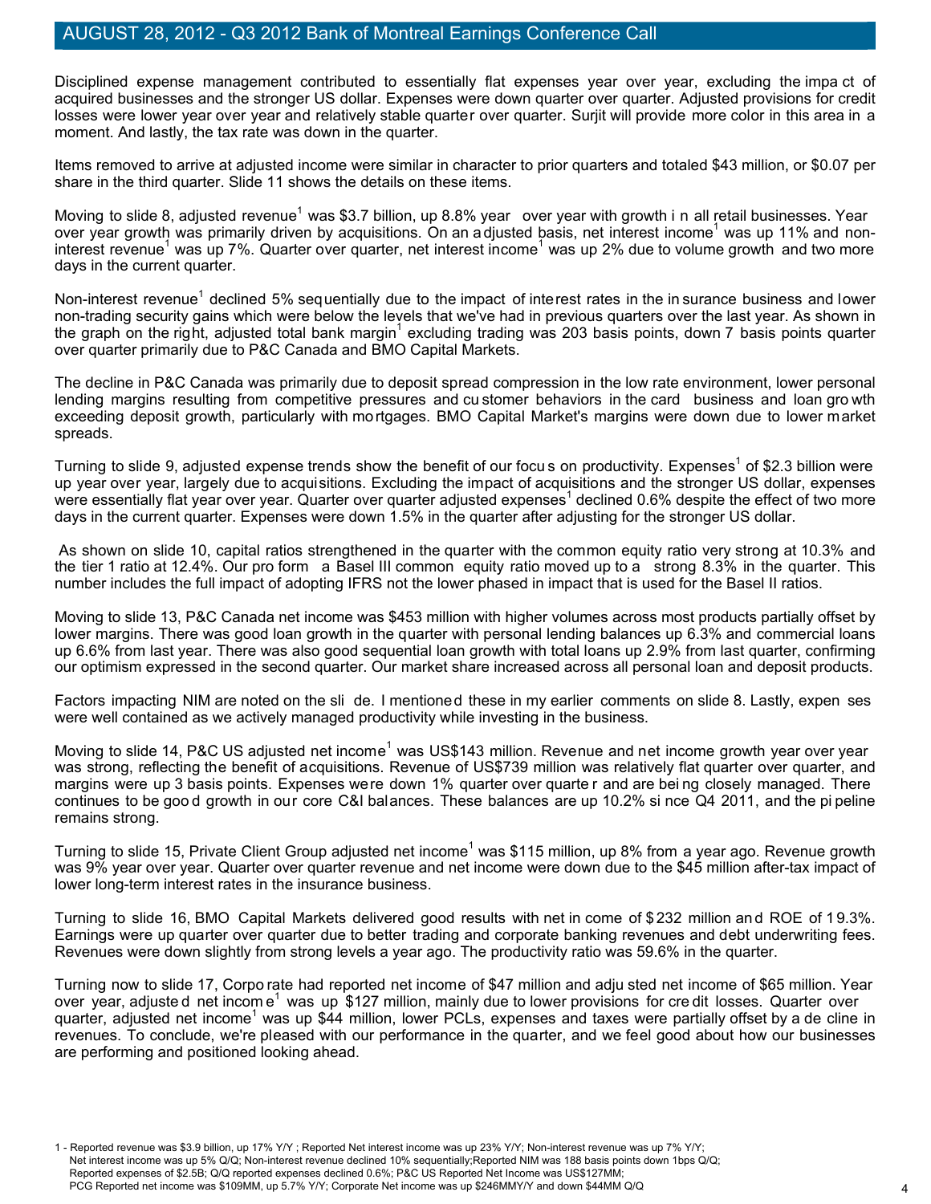Disciplined expense management contributed to essentially flat expenses year over year, excluding the impact of acquired businesses and the stronger US dollar. Expenses were down quarter over quarter. Adjusted provisions for credit losses were lower year over year and relatively stable quarter over quarter. Surjit will provide more color in this area in a moment. And lastly, the tax rate was down in the quarter.

Items removed to arrive at adjusted income were similar in character to prior quarters and totaled $43 million, or $0.07 per share in the third quarter. Slide 11 shows the details on these items.

Moving to slide 8, adjusted revenue[1] was $3.7 billion, up 8.8% year over year with growth in all retail businesses. Year over year growth was primarily driven by acquisitions. On an adjusted basis, net interest income[1] was up 11% and non-interest revenue[1] was up 7%. Quarter over quarter, net interest income[1] was up 2% due to volume growth and two more days in the current quarter.

Non-interest revenue[1] declined 5% sequentially due to the impact of interest rates in the insurance business and lower non-trading security gains which were below the levels that we've had in previous quarters over the last year. As shown in the graph on the right, adjusted total bank margin[1] excluding trading was 203 basis points, down 7 basis points quarter over quarter primarily due to P&C Canada and BMO Capital Markets.

The decline in P&C Canada was primarily due to deposit spread compression in the low rate environment, lower personal lending margins resulting from competitive pressures and customer behaviors in the card business and loan growth exceeding deposit growth, particularly with mortgages. BMO Capital Market's margins were down due to lower market spreads.

Turning to slide 9, adjusted expense trends show the benefit of our focus on productivity. Expenses[1] of $2.3 billion were up year over year, largely due to acquisitions. Excluding the impact of acquisitions and the stronger US dollar, expenses were essentially flat year over year. Quarter over quarter adjusted expenses[1] declined 0.6% despite the effect of two more days in the current quarter. Expenses were down 1.5% in the quarter after adjusting for the stronger US dollar.

As shown on slide 10, capital ratios strengthened in the quarter with the common equity ratio very strong at 10.3% and the tier 1 ratio at 12.4%. Our pro form a Basel III common equity ratio moved up to a strong 8.3% in the quarter. This number includes the full impact of adopting IFRS not the lower phased in impact that is used for the Basel II ratios.

Moving to slide 13, P&C Canada net income was $453 million with higher volumes across most products partially offset by lower margins. There was good loan growth in the quarter with personal lending balances up 6.3% and commercial loans up 6.6% from last year. There was also good sequential loan growth with total loans up 2.9% from last quarter, confirming our optimism expressed in the second quarter. Our market share increased across all personal loan and deposit products.

Factors impacting NIM are noted on the slide. I mentioned these in my earlier comments on slide 8. Lastly, expenses were well contained as we actively managed productivity while investing in the business.

Moving to slide 14, P&C US adjusted net income[1] was US$143 million. Revenue and net income growth year over year was strong, reflecting the benefit of acquisitions. Revenue of US$739 million was relatively flat quarter over quarter, and margins were up 3 basis points. Expenses were down 1% quarter over quarter and are being closely managed. There continues to be good growth in our core C&I balances. These balances are up 10.2% since Q4 2011, and the pipeline remains strong.

Turning to slide 15, Private Client Group adjusted net income[1] was $115 million, up 8% from a year ago. Revenue growth was 9% year over year. Quarter over quarter revenue and net income were down due to the $45 million after-tax impact of lower long-term interest rates in the insurance business.

Turning to slide 16, BMO Capital Markets delivered good results with net in come of $232 million and ROE of 19.3%. Earnings were up quarter over quarter due to better trading and corporate banking revenues and debt underwriting fees. Revenues were down slightly from strong levels a year ago. The productivity ratio was 59.6% in the quarter.

Turning now to slide 17, Corporate had reported net income of $47 million and adjusted net income of $65 million. Year over year, adjusted net income[1] was up $127 million, mainly due to lower provisions for credit losses. Quarter over quarter, adjusted net income[1] was up $44 million, lower PCLs, expenses and taxes were partially offset by a decline in revenues. To conclude, we're pleased with our performance in the quarter, and we feel good about how our businesses are performing and positioned looking ahead.

1 - Reported revenue was $3.9 billion, up 17% Y/Y ; Reported Net interest income was up 23% Y/Y; Non-interest revenue was up 7% Y/Y; Net interest income was up 5% Q/Q; Non-interest revenue declined 10% sequentially;Reported NIM was 188 basis points down 1bps Q/Q; Reported expenses of $2.5B; Q/Q reported expenses declined 0.6%; P&C US Reported Net Income was US$127MM; PCG Reported net income was $109MM, up 5.7% Y/Y; Corporate Net income was up $246MMY/Y and down $44MM Q/Q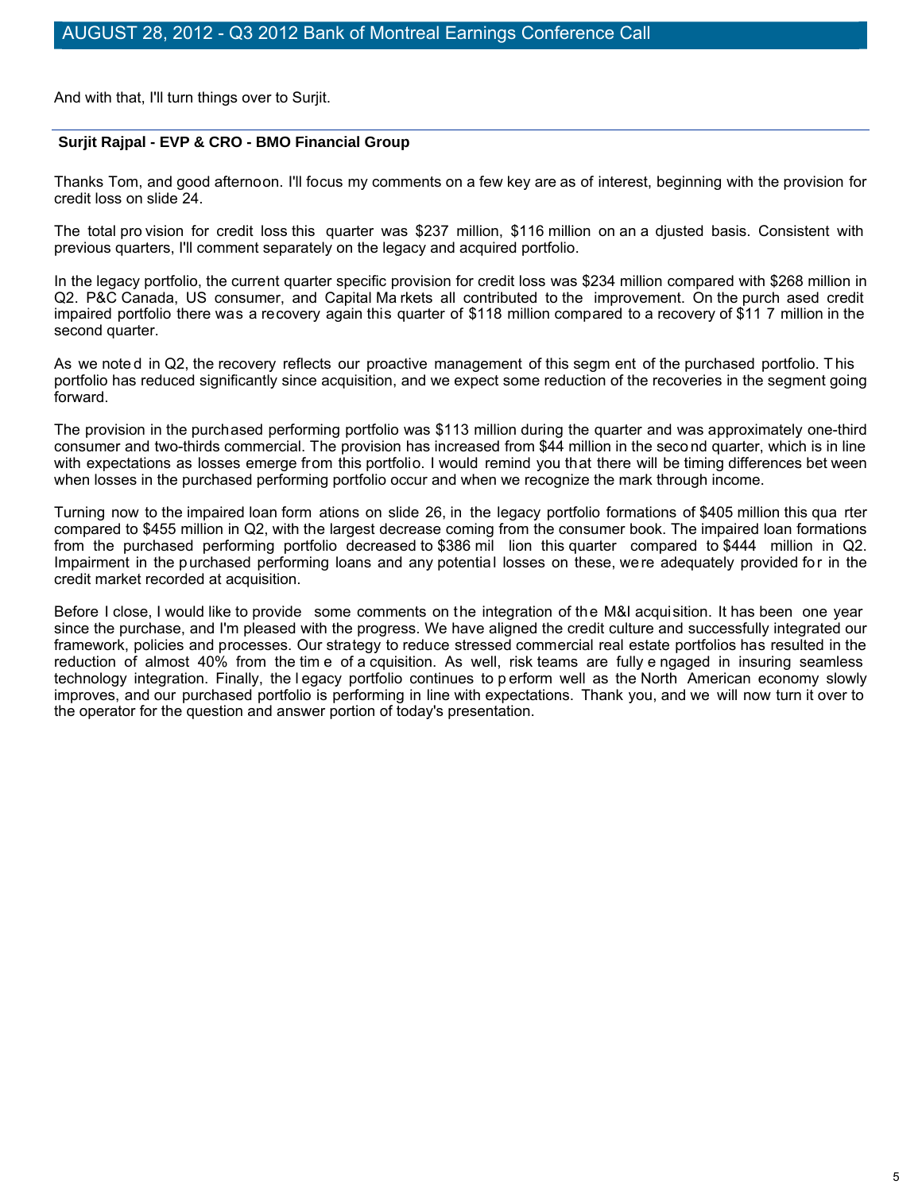And with that, I'll turn things over to Surjit.

---

**Surjit Rajpal - EVP & CRO - BMO Financial Group**

Thanks Tom, and good afternoon. I'll focus my comments on a few key areas of interest, beginning with the provision for credit loss on slide 24.

The total provision for credit loss this quarter was $237 million, $116 million on an adjusted basis. Consistent with previous quarters, I'll comment separately on the legacy and acquired portfolio.

In the legacy portfolio, the current quarter specific provision for credit loss was $234 million compared with $268 million in Q2. P&C Canada, US consumer, and Capital Markets all contributed to the improvement. On the purchased credit impaired portfolio there was a recovery again this quarter of $118 million compared to a recovery of $117 million in the second quarter.

As we noted in Q2, the recovery reflects our proactive management of this segment of the purchased portfolio. This portfolio has reduced significantly since acquisition, and we expect some reduction of the recoveries in the segment going forward.

The provision in the purchased performing portfolio was $113 million during the quarter and was approximately one-third consumer and two-thirds commercial. The provision has increased from $44 million in the second quarter, which is in line with expectations as losses emerge from this portfolio. I would remind you that there will be timing differences between when losses in the purchased performing portfolio occur and when we recognize the mark through income.

Turning now to the impaired loan formations on slide 26, in the legacy portfolio formations of $405 million this quarter compared to $455 million in Q2, with the largest decrease coming from the consumer book. The impaired loan formations from the purchased performing portfolio decreased to $386 million this quarter compared to $444 million in Q2. Impairment in the purchased performing loans and any potential losses on these, were adequately provided for in the credit market recorded at acquisition.

Before I close, I would like to provide some comments on the integration of the M&I acquisition. It has been one year since the purchase, and I'm pleased with the progress. We have aligned the credit culture and successfully integrated our framework, policies and processes. Our strategy to reduce stressed commercial real estate portfolios has resulted in the reduction of almost 40% from the time of acquisition. As well, risk teams are fully engaged in insuring seamless technology integration. Finally, the legacy portfolio continues to perform well as the North American economy slowly improves, and our purchased portfolio is performing in line with expectations. Thank you, and we will now turn it over to the operator for the question and answer portion of today's presentation.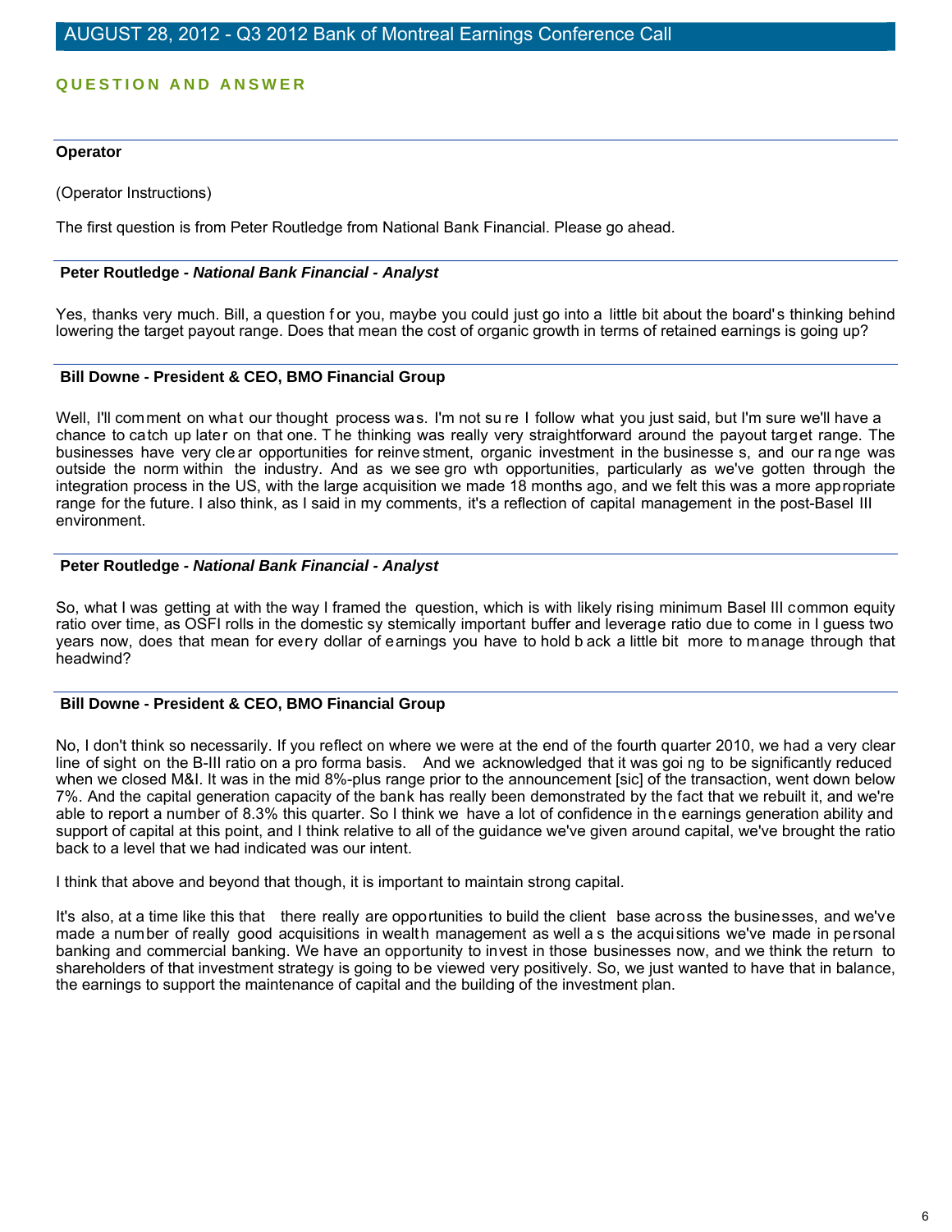## QUESTION AND ANSWER

**Operator**

(Operator Instructions)

The first question is from Peter Routledge from National Bank Financial. Please go ahead.

**Peter Routledge** - ***National Bank Financial - Analyst***

Yes, thanks very much. Bill, a question for you, maybe you could just go into a little bit about the board's thinking behind lowering the target payout range. Does that mean the cost of organic growth in terms of retained earnings is going up?

**Bill Downe - President & CEO, BMO Financial Group**

Well, I'll comment on what our thought process was. I'm not sure I follow what you just said, but I'm sure we'll have a chance to catch up later on that one. The thinking was really very straightforward around the payout target range. The businesses have very clear opportunities for reinvestment, organic investment in the businesses, and our range was outside the norm within the industry. And as we see growth opportunities, particularly as we've gotten through the integration process in the US, with the large acquisition we made 18 months ago, and we felt this was a more appropriate range for the future. I also think, as I said in my comments, it's a reflection of capital management in the post-Basel III environment.

**Peter Routledge** - ***National Bank Financial - Analyst***

So, what I was getting at with the way I framed the question, which is with likely rising minimum Basel III common equity ratio over time, as OSFI rolls in the domestic systemically important buffer and leverage ratio due to come in I guess two years now, does that mean for every dollar of earnings you have to hold back a little bit more to manage through that headwind?

**Bill Downe - President & CEO, BMO Financial Group**

No, I don't think so necessarily. If you reflect on where we were at the end of the fourth quarter 2010, we had a very clear line of sight on the B-III ratio on a pro forma basis. And we acknowledged that it was going to be significantly reduced when we closed M&I. It was in the mid 8%-plus range prior to the announcement [sic] of the transaction, went down below 7%. And the capital generation capacity of the bank has really been demonstrated by the fact that we rebuilt it, and we're able to report a number of 8.3% this quarter. So I think we have a lot of confidence in the earnings generation ability and support of capital at this point, and I think relative to all of the guidance we've given around capital, we've brought the ratio back to a level that we had indicated was our intent.

I think that above and beyond that though, it is important to maintain strong capital.

It's also, at a time like this that there really are opportunities to build the client base across the businesses, and we've made a number of really good acquisitions in wealth management as well as the acquisitions we've made in personal banking and commercial banking. We have an opportunity to invest in those businesses now, and we think the return to shareholders of that investment strategy is going to be viewed very positively. So, we just wanted to have that in balance, the earnings to support the maintenance of capital and the building of the investment plan.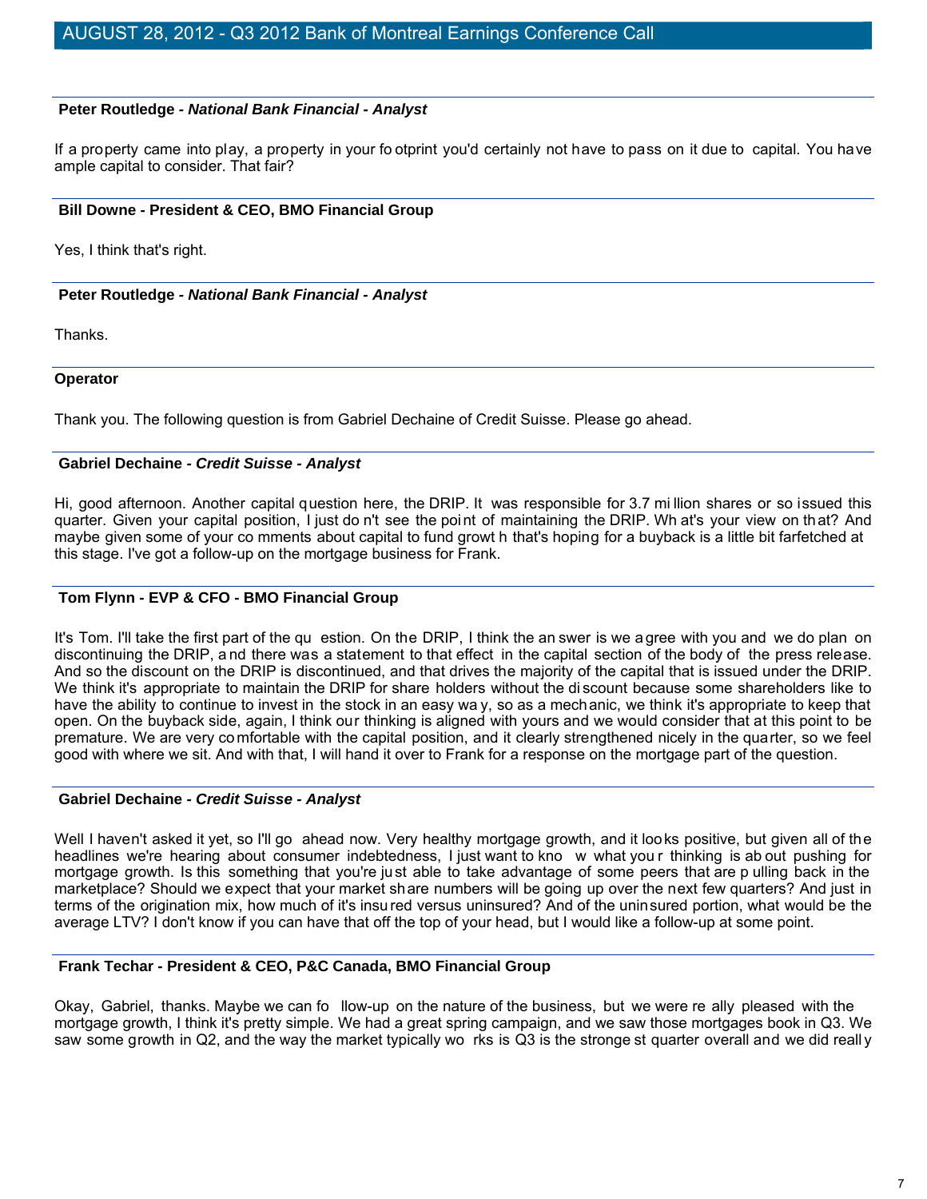**Peter Routledge** - ***National Bank Financial - Analyst***

If a property came into play, a property in your footprint you'd certainly not have to pass on it due to capital. You have ample capital to consider. That fair?

**Bill Downe - President & CEO, BMO Financial Group**

Yes, I think that's right.

**Peter Routledge** - ***National Bank Financial - Analyst***

Thanks.

**Operator**

Thank you. The following question is from Gabriel Dechaine of Credit Suisse. Please go ahead.

**Gabriel Dechaine** - ***Credit Suisse - Analyst***

Hi, good afternoon. Another capital question here, the DRIP. It was responsible for 3.7 million shares or so issued this quarter. Given your capital position, I just don't see the point of maintaining the DRIP. What's your view on that? And maybe given some of your comments about capital to fund growth that's hoping for a buyback is a little bit farfetched at this stage. I've got a follow-up on the mortgage business for Frank.

**Tom Flynn - EVP & CFO - BMO Financial Group**

It's Tom. I'll take the first part of the question. On the DRIP, I think the answer is we agree with you and we do plan on discontinuing the DRIP, and there was a statement to that effect in the capital section of the body of the press release. And so the discount on the DRIP is discontinued, and that drives the majority of the capital that is issued under the DRIP. We think it's appropriate to maintain the DRIP for share holders without the discount because some shareholders like to have the ability to continue to invest in the stock in an easy way, so as a mechanic, we think it's appropriate to keep that open. On the buyback side, again, I think our thinking is aligned with yours and we would consider that at this point to be premature. We are very comfortable with the capital position, and it clearly strengthened nicely in the quarter, so we feel good with where we sit. And with that, I will hand it over to Frank for a response on the mortgage part of the question.

**Gabriel Dechaine** - ***Credit Suisse - Analyst***

Well I haven't asked it yet, so I'll go ahead now. Very healthy mortgage growth, and it looks positive, but given all of the headlines we're hearing about consumer indebtedness, I just want to know what your thinking is about pushing for mortgage growth. Is this something that you're just able to take advantage of some peers that are pulling back in the marketplace? Should we expect that your market share numbers will be going up over the next few quarters? And just in terms of the origination mix, how much of it's insured versus uninsured? And of the uninsured portion, what would be the average LTV? I don't know if you can have that off the top of your head, but I would like a follow-up at some point.

**Frank Techar - President & CEO, P&C Canada, BMO Financial Group**

Okay, Gabriel, thanks. Maybe we can follow-up on the nature of the business, but we were really pleased with the mortgage growth, I think it's pretty simple. We had a great spring campaign, and we saw those mortgages book in Q3. We saw some growth in Q2, and the way the market typically works is Q3 is the strongest quarter overall and we did really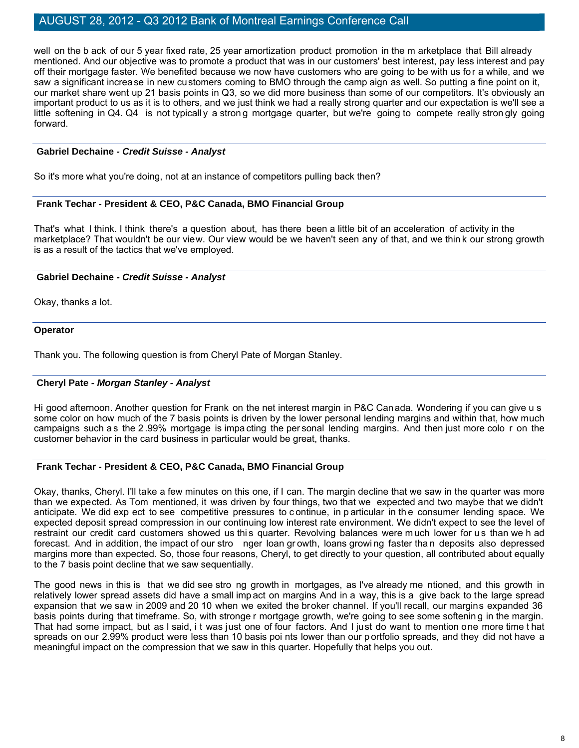well on the back of our 5 year fixed rate, 25 year amortization product promotion in the marketplace that Bill already mentioned. And our objective was to promote a product that was in our customers' best interest, pay less interest and pay off their mortgage faster. We benefited because we now have customers who are going to be with us for a while, and we saw a significant increase in new customers coming to BMO through the campaign as well. So putting a fine point on it, our market share went up 21 basis points in Q3, so we did more business than some of our competitors. It's obviously an important product to us as it is to others, and we just think we had a really strong quarter and our expectation is we'll see a little softening in Q4. Q4 is not typically a strong mortgage quarter, but we're going to compete really strongly going forward.

**Gabriel Dechaine - *Credit Suisse - Analyst***

So it's more what you're doing, not at an instance of competitors pulling back then?

**Frank Techar - President & CEO, P&C Canada, BMO Financial Group**

That's what I think. I think there's a question about, has there been a little bit of an acceleration of activity in the marketplace? That wouldn't be our view. Our view would be we haven't seen any of that, and we think our strong growth is as a result of the tactics that we've employed.

**Gabriel Dechaine - *Credit Suisse - Analyst***

Okay, thanks a lot.

**Operator**

Thank you. The following question is from Cheryl Pate of Morgan Stanley.

**Cheryl Pate - *Morgan Stanley - Analyst***

Hi good afternoon. Another question for Frank on the net interest margin in P&C Canada. Wondering if you can give us some color on how much of the 7 basis points is driven by the lower personal lending margins and within that, how much campaigns such as the 2.99% mortgage is impacting the personal lending margins. And then just more color on the customer behavior in the card business in particular would be great, thanks.

**Frank Techar - President & CEO, P&C Canada, BMO Financial Group**

Okay, thanks, Cheryl. I'll take a few minutes on this one, if I can. The margin decline that we saw in the quarter was more than we expected. As Tom mentioned, it was driven by four things, two that we expected and two maybe that we didn't anticipate. We did expect to see competitive pressures to continue, in particular in the consumer lending space. We expected deposit spread compression in our continuing low interest rate environment. We didn't expect to see the level of restraint our credit card customers showed us this quarter. Revolving balances were much lower for us than we had forecast. And in addition, the impact of our stronger loan growth, loans growing faster than deposits also depressed margins more than expected. So, those four reasons, Cheryl, to get directly to your question, all contributed about equally to the 7 basis point decline that we saw sequentially.

The good news in this is that we did see strong growth in mortgages, as I've already mentioned, and this growth in relatively lower spread assets did have a small impact on margins And in a way, this is a give back to the large spread expansion that we saw in 2009 and 2010 when we exited the broker channel. If you'll recall, our margins expanded 36 basis points during that timeframe. So, with stronger mortgage growth, we're going to see some softening in the margin. That had some impact, but as I said, it was just one of four factors. And I just do want to mention one more time that spreads on our 2.99% product were less than 10 basis points lower than our portfolio spreads, and they did not have a meaningful impact on the compression that we saw in this quarter. Hopefully that helps you out.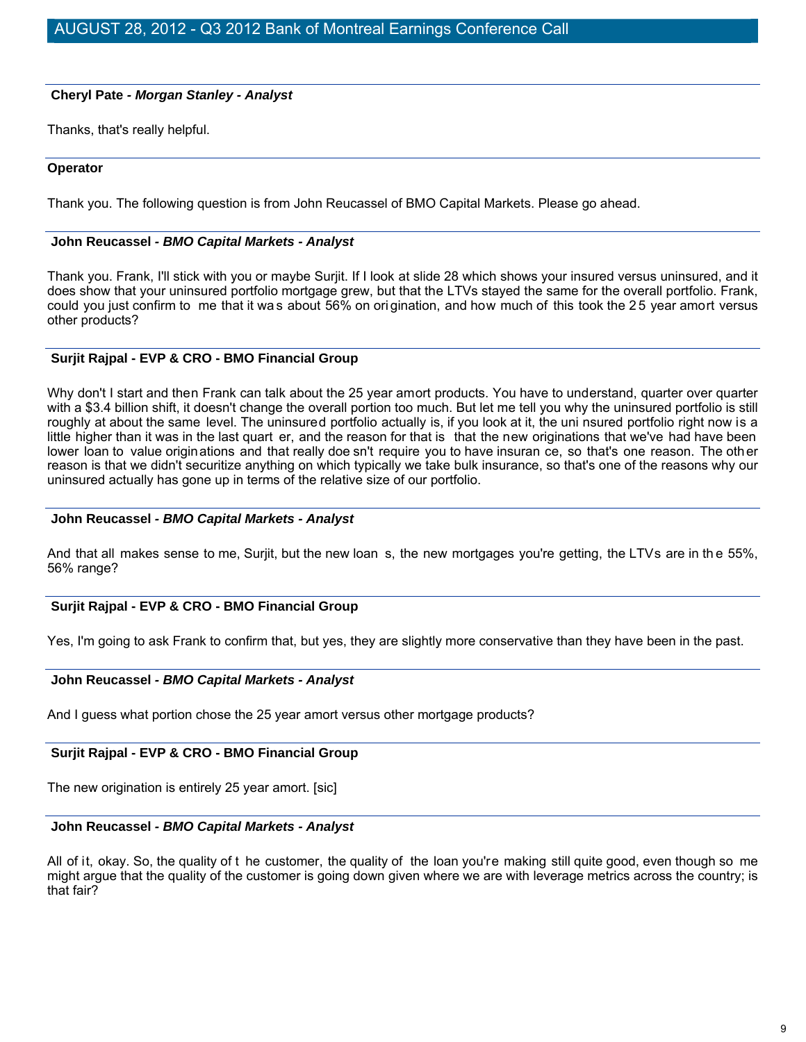**Cheryl Pate** - ***Morgan Stanley - Analyst***

Thanks, that's really helpful.

**Operator**

Thank you. The following question is from John Reucassel of BMO Capital Markets. Please go ahead.

**John Reucassel** - ***BMO Capital Markets - Analyst***

Thank you. Frank, I'll stick with you or maybe Surjit. If I look at slide 28 which shows your insured versus uninsured, and it does show that your uninsured portfolio mortgage grew, but that the LTVs stayed the same for the overall portfolio. Frank, could you just confirm to me that it was about 56% on origination, and how much of this took the 25 year amort versus other products?

**Surjit Rajpal - EVP & CRO - BMO Financial Group**

Why don't I start and then Frank can talk about the 25 year amort products. You have to understand, quarter over quarter with a $3.4 billion shift, it doesn't change the overall portion too much. But let me tell you why the uninsured portfolio is still roughly at about the same level. The uninsured portfolio actually is, if you look at it, the uninsured portfolio right now is a little higher than it was in the last quarter, and the reason for that is that the new originations that we've had have been lower loan to value originations and that really doesn't require you to have insurance, so that's one reason. The other reason is that we didn't securitize anything on which typically we take bulk insurance, so that's one of the reasons why our uninsured actually has gone up in terms of the relative size of our portfolio.

**John Reucassel** - ***BMO Capital Markets - Analyst***

And that all makes sense to me, Surjit, but the new loans, the new mortgages you're getting, the LTVs are in the 55%, 56% range?

**Surjit Rajpal - EVP & CRO - BMO Financial Group**

Yes, I'm going to ask Frank to confirm that, but yes, they are slightly more conservative than they have been in the past.

**John Reucassel** - ***BMO Capital Markets - Analyst***

And I guess what portion chose the 25 year amort versus other mortgage products?

**Surjit Rajpal - EVP & CRO - BMO Financial Group**

The new origination is entirely 25 year amort. [sic]

**John Reucassel** - ***BMO Capital Markets - Analyst***

All of it, okay. So, the quality of the customer, the quality of the loan you're making still quite good, even though some might argue that the quality of the customer is going down given where we are with leverage metrics across the country; is that fair?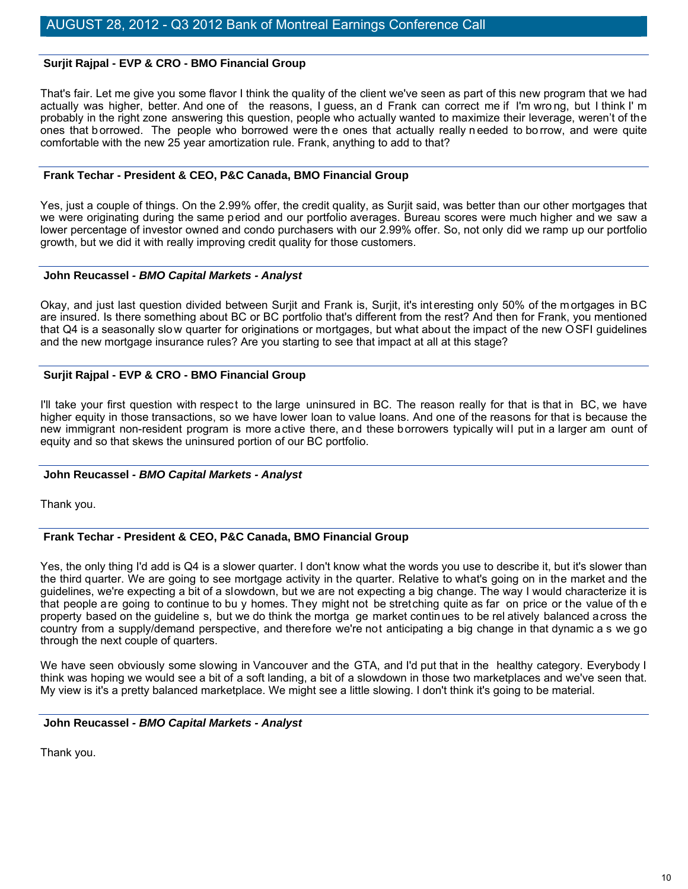**Surjit Rajpal - EVP & CRO - BMO Financial Group**

That's fair. Let me give you some flavor I think the quality of the client we've seen as part of this new program that we had actually was higher, better. And one of the reasons, I guess, and Frank can correct me if I'm wrong, but I think I'm probably in the right zone answering this question, people who actually wanted to maximize their leverage, weren't of the ones that borrowed. The people who borrowed were the ones that actually really needed to borrow, and were quite comfortable with the new 25 year amortization rule. Frank, anything to add to that?

**Frank Techar - President & CEO, P&C Canada, BMO Financial Group**

Yes, just a couple of things. On the 2.99% offer, the credit quality, as Surjit said, was better than our other mortgages that we were originating during the same period and our portfolio averages. Bureau scores were much higher and we saw a lower percentage of investor owned and condo purchasers with our 2.99% offer. So, not only did we ramp up our portfolio growth, but we did it with really improving credit quality for those customers.

**John Reucassel - *BMO Capital Markets - Analyst***

Okay, and just last question divided between Surjit and Frank is, Surjit, it's interesting only 50% of the mortgages in BC are insured. Is there something about BC or BC portfolio that's different from the rest? And then for Frank, you mentioned that Q4 is a seasonally slow quarter for originations or mortgages, but what about the impact of the new OSFI guidelines and the new mortgage insurance rules? Are you starting to see that impact at all at this stage?

**Surjit Rajpal - EVP & CRO - BMO Financial Group**

I'll take your first question with respect to the large uninsured in BC. The reason really for that is that in BC, we have higher equity in those transactions, so we have lower loan to value loans. And one of the reasons for that is because the new immigrant non-resident program is more active there, and these borrowers typically will put in a larger amount of equity and so that skews the uninsured portion of our BC portfolio.

**John Reucassel - *BMO Capital Markets - Analyst***

Thank you.

**Frank Techar - President & CEO, P&C Canada, BMO Financial Group**

Yes, the only thing I'd add is Q4 is a slower quarter. I don't know what the words you use to describe it, but it's slower than the third quarter. We are going to see mortgage activity in the quarter. Relative to what's going on in the market and the guidelines, we're expecting a bit of a slowdown, but we are not expecting a big change. The way I would characterize it is that people are going to continue to buy homes. They might not be stretching quite as far on price or the value of the property based on the guidelines, but we do think the mortgage market continues to be relatively balanced across the country from a supply/demand perspective, and therefore we're not anticipating a big change in that dynamic as we go through the next couple of quarters.

We have seen obviously some slowing in Vancouver and the GTA, and I'd put that in the healthy category. Everybody I think was hoping we would see a bit of a soft landing, a bit of a slowdown in those two marketplaces and we've seen that. My view is it's a pretty balanced marketplace. We might see a little slowing. I don't think it's going to be material.

**John Reucassel - *BMO Capital Markets - Analyst***

Thank you.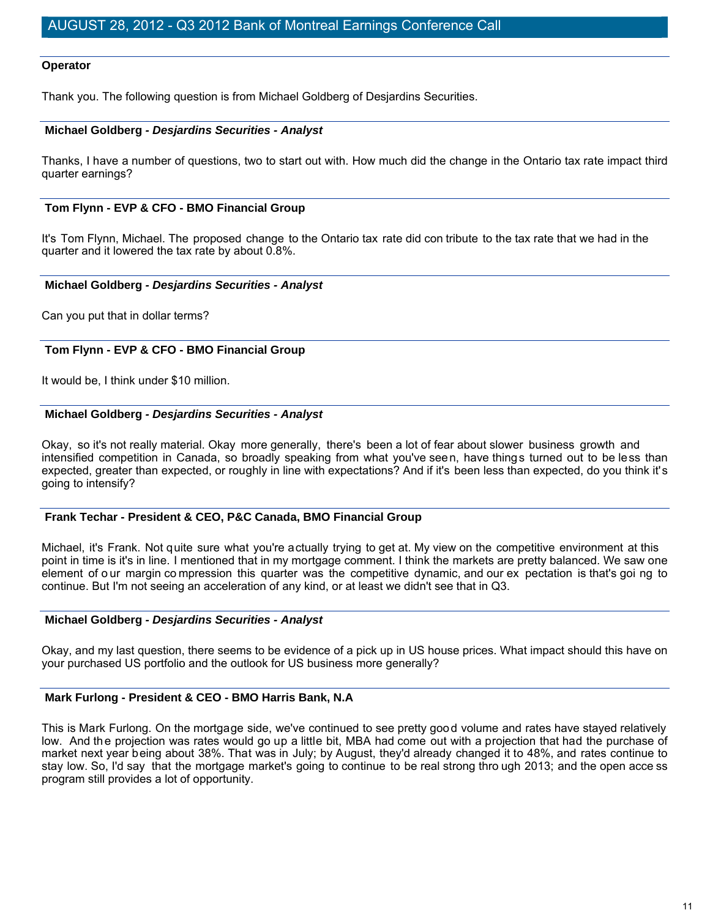**Operator**

Thank you. The following question is from Michael Goldberg of Desjardins Securities.

**Michael Goldberg** - ***Desjardins Securities - Analyst***

Thanks, I have a number of questions, two to start out with. How much did the change in the Ontario tax rate impact third quarter earnings?

**Tom Flynn - EVP & CFO - BMO Financial Group**

It's Tom Flynn, Michael. The proposed change to the Ontario tax rate did contribute to the tax rate that we had in the quarter and it lowered the tax rate by about 0.8%.

**Michael Goldberg** - ***Desjardins Securities - Analyst***

Can you put that in dollar terms?

**Tom Flynn - EVP & CFO - BMO Financial Group**

It would be, I think under $10 million.

**Michael Goldberg** - ***Desjardins Securities - Analyst***

Okay, so it's not really material. Okay more generally, there's been a lot of fear about slower business growth and intensified competition in Canada, so broadly speaking from what you've seen, have things turned out to be less than expected, greater than expected, or roughly in line with expectations? And if it's been less than expected, do you think it's going to intensify?

**Frank Techar - President & CEO, P&C Canada, BMO Financial Group**

Michael, it's Frank. Not quite sure what you're actually trying to get at. My view on the competitive environment at this point in time is it's in line. I mentioned that in my mortgage comment. I think the markets are pretty balanced. We saw one element of our margin compression this quarter was the competitive dynamic, and our expectation is that's going to continue. But I'm not seeing an acceleration of any kind, or at least we didn't see that in Q3.

**Michael Goldberg** - ***Desjardins Securities - Analyst***

Okay, and my last question, there seems to be evidence of a pick up in US house prices. What impact should this have on your purchased US portfolio and the outlook for US business more generally?

**Mark Furlong - President & CEO - BMO Harris Bank, N.A**

This is Mark Furlong. On the mortgage side, we've continued to see pretty good volume and rates have stayed relatively low. And the projection was rates would go up a little bit, MBA had come out with a projection that had the purchase of market next year being about 38%. That was in July; by August, they'd already changed it to 48%, and rates continue to stay low. So, I'd say that the mortgage market's going to continue to be real strong through 2013; and the open access program still provides a lot of opportunity.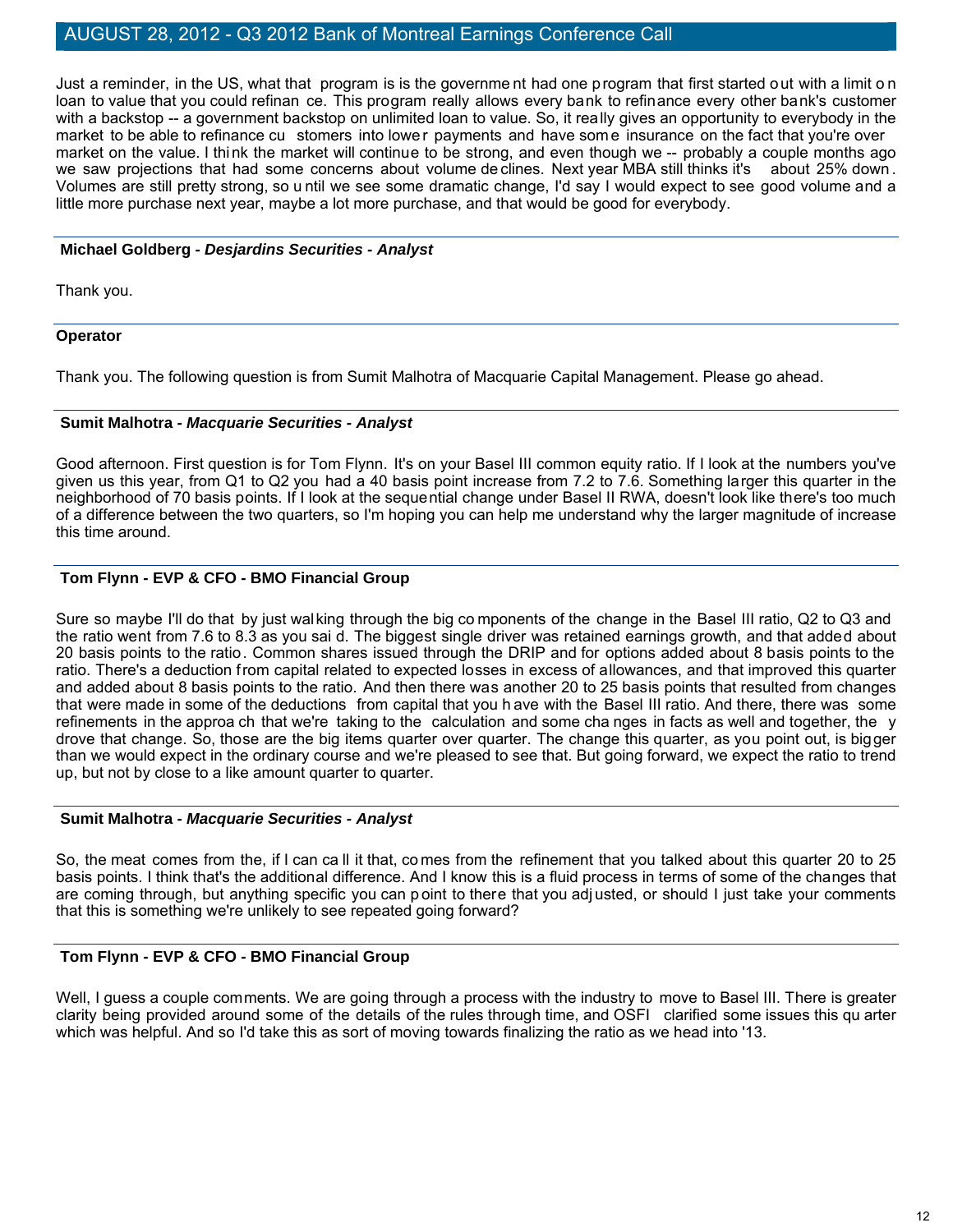Just a reminder, in the US, what that program is is the government had one program that first started out with a limit on loan to value that you could refinance. This program really allows every bank to refinance every other bank's customer with a backstop -- a government backstop on unlimited loan to value. So, it really gives an opportunity to everybody in the market to be able to refinance customers into lower payments and have some insurance on the fact that you're over market on the value. I think the market will continue to be strong, and even though we -- probably a couple months ago we saw projections that had some concerns about volume declines. Next year MBA still thinks it's about 25% down. Volumes are still pretty strong, so until we see some dramatic change, I'd say I would expect to see good volume and a little more purchase next year, maybe a lot more purchase, and that would be good for everybody.

**Michael Goldberg - *Desjardins Securities - Analyst***

Thank you.

**Operator**

Thank you. The following question is from Sumit Malhotra of Macquarie Capital Management. Please go ahead.

**Sumit Malhotra - *Macquarie Securities - Analyst***

Good afternoon. First question is for Tom Flynn. It's on your Basel III common equity ratio. If I look at the numbers you've given us this year, from Q1 to Q2 you had a 40 basis point increase from 7.2 to 7.6. Something larger this quarter in the neighborhood of 70 basis points. If I look at the sequential change under Basel II RWA, doesn't look like there's too much of a difference between the two quarters, so I'm hoping you can help me understand why the larger magnitude of increase this time around.

**Tom Flynn - EVP & CFO - BMO Financial Group**

Sure so maybe I'll do that by just walking through the big components of the change in the Basel III ratio, Q2 to Q3 and the ratio went from 7.6 to 8.3 as you said. The biggest single driver was retained earnings growth, and that added about 20 basis points to the ratio. Common shares issued through the DRIP and for options added about 8 basis points to the ratio. There's a deduction from capital related to expected losses in excess of allowances, and that improved this quarter and added about 8 basis points to the ratio. And then there was another 20 to 25 basis points that resulted from changes that were made in some of the deductions from capital that you have with the Basel III ratio. And there, there was some refinements in the approach that we're taking to the calculation and some changes in facts as well and together, they drove that change. So, those are the big items quarter over quarter. The change this quarter, as you point out, is bigger than we would expect in the ordinary course and we're pleased to see that. But going forward, we expect the ratio to trend up, but not by close to a like amount quarter to quarter.

**Sumit Malhotra - *Macquarie Securities - Analyst***

So, the meat comes from the, if I can call it that, comes from the refinement that you talked about this quarter 20 to 25 basis points. I think that's the additional difference. And I know this is a fluid process in terms of some of the changes that are coming through, but anything specific you can point to there that you adjusted, or should I just take your comments that this is something we're unlikely to see repeated going forward?

**Tom Flynn - EVP & CFO - BMO Financial Group**

Well, I guess a couple comments. We are going through a process with the industry to move to Basel III. There is greater clarity being provided around some of the details of the rules through time, and OSFI clarified some issues this quarter which was helpful. And so I'd take this as sort of moving towards finalizing the ratio as we head into '13.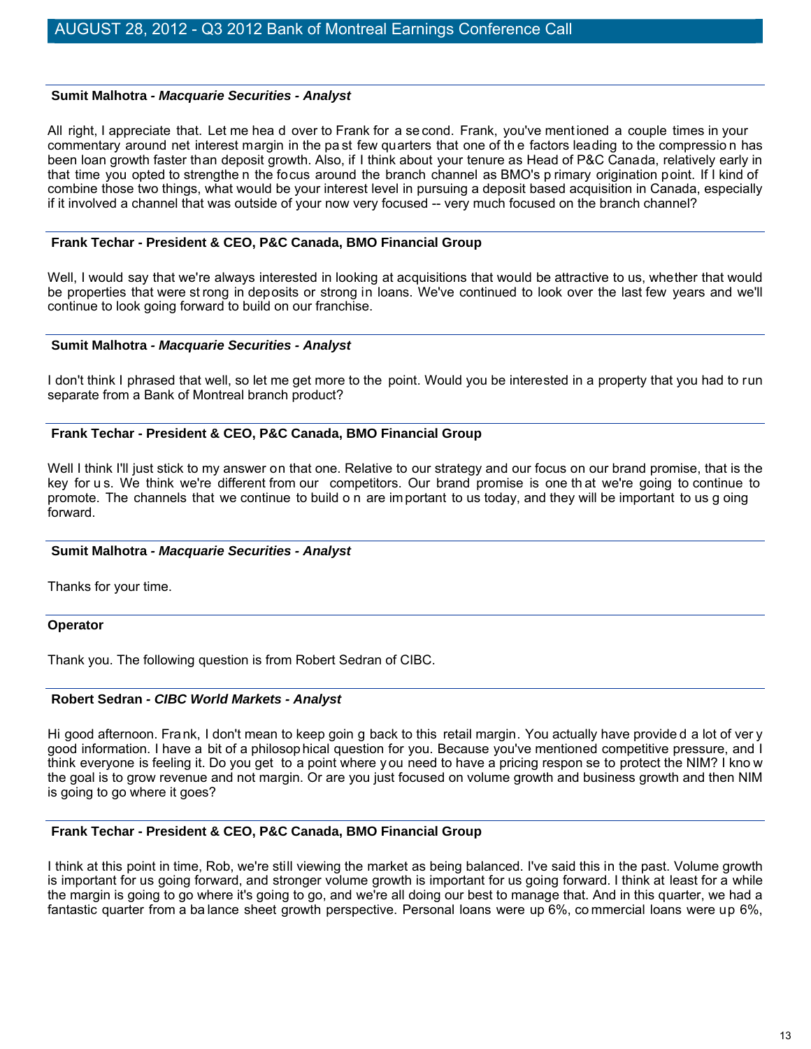**Sumit Malhotra** - ***Macquarie Securities - Analyst***

All right, I appreciate that. Let me head over to Frank for a second. Frank, you've mentioned a couple times in your commentary around net interest margin in the past few quarters that one of the factors leading to the compression has been loan growth faster than deposit growth. Also, if I think about your tenure as Head of P&C Canada, relatively early in that time you opted to strengthen the focus around the branch channel as BMO's primary origination point. If I kind of combine those two things, what would be your interest level in pursuing a deposit based acquisition in Canada, especially if it involved a channel that was outside of your now very focused -- very much focused on the branch channel?

**Frank Techar - President & CEO, P&C Canada, BMO Financial Group**

Well, I would say that we're always interested in looking at acquisitions that would be attractive to us, whether that would be properties that were strong in deposits or strong in loans. We've continued to look over the last few years and we'll continue to look going forward to build on our franchise.

**Sumit Malhotra** - ***Macquarie Securities - Analyst***

I don't think I phrased that well, so let me get more to the point. Would you be interested in a property that you had to run separate from a Bank of Montreal branch product?

**Frank Techar - President & CEO, P&C Canada, BMO Financial Group**

Well I think I'll just stick to my answer on that one. Relative to our strategy and our focus on our brand promise, that is the key for us. We think we're different from our competitors. Our brand promise is one that we're going to continue to promote. The channels that we continue to build on are important to us today, and they will be important to us going forward.

**Sumit Malhotra** - ***Macquarie Securities - Analyst***

Thanks for your time.

**Operator**

Thank you. The following question is from Robert Sedran of CIBC.

**Robert Sedran** - ***CIBC World Markets - Analyst***

Hi good afternoon. Frank, I don't mean to keep going back to this retail margin. You actually have provided a lot of very good information. I have a bit of a philosophical question for you. Because you've mentioned competitive pressure, and I think everyone is feeling it. Do you get to a point where you need to have a pricing response to protect the NIM? I know the goal is to grow revenue and not margin. Or are you just focused on volume growth and business growth and then NIM is going to go where it goes?

**Frank Techar - President & CEO, P&C Canada, BMO Financial Group**

I think at this point in time, Rob, we're still viewing the market as being balanced. I've said this in the past. Volume growth is important for us going forward, and stronger volume growth is important for us going forward. I think at least for a while the margin is going to go where it's going to go, and we're all doing our best to manage that. And in this quarter, we had a fantastic quarter from a balance sheet growth perspective. Personal loans were up 6%, commercial loans were up 6%,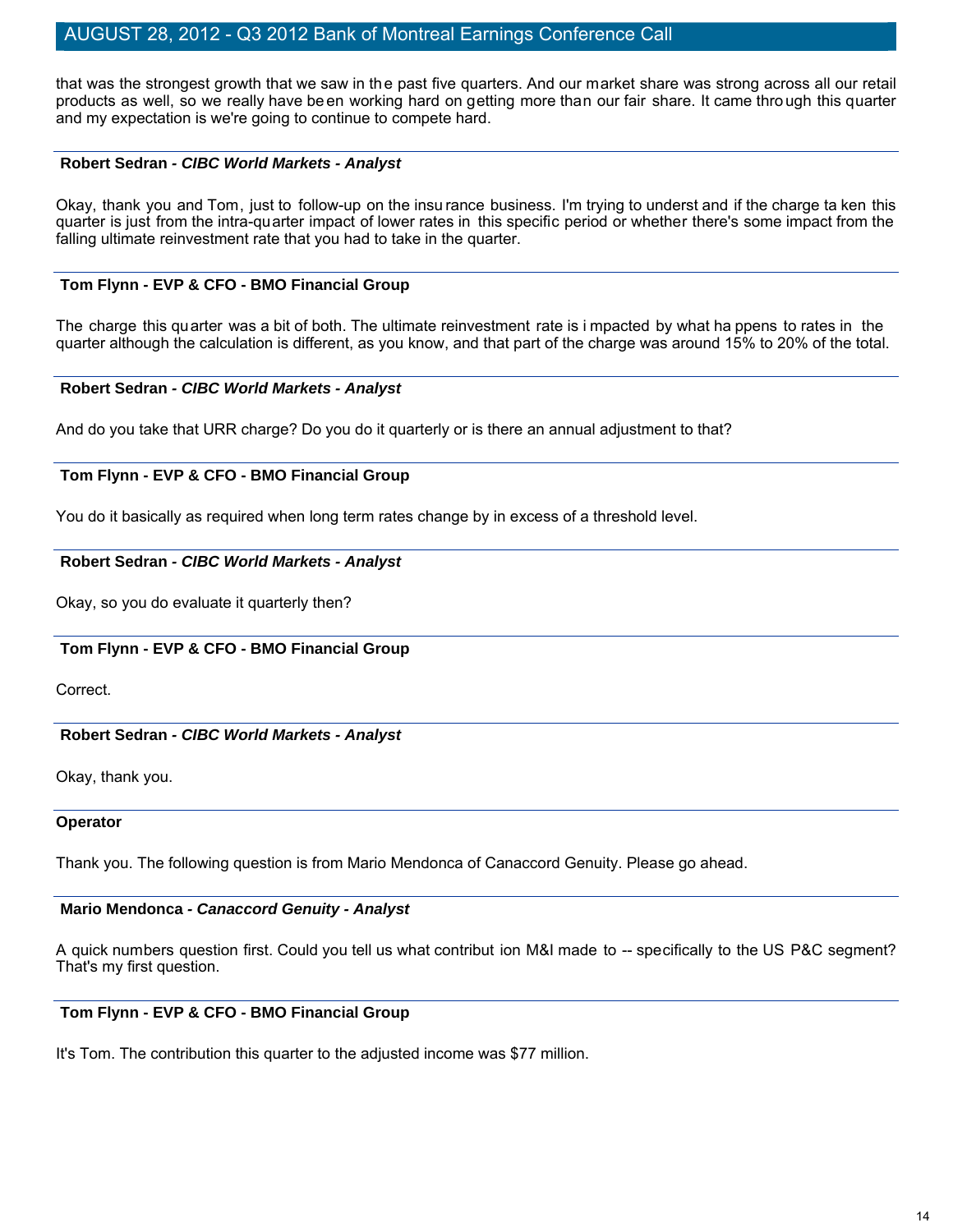that was the strongest growth that we saw in the past five quarters. And our market share was strong across all our retail products as well, so we really have been working hard on getting more than our fair share. It came through this quarter and my expectation is we're going to continue to compete hard.

**Robert Sedran - *CIBC World Markets - Analyst***

Okay, thank you and Tom, just to follow-up on the insurance business. I'm trying to understand if the charge taken this quarter is just from the intra-quarter impact of lower rates in this specific period or whether there's some impact from the falling ultimate reinvestment rate that you had to take in the quarter.

**Tom Flynn - EVP & CFO - BMO Financial Group**

The charge this quarter was a bit of both. The ultimate reinvestment rate is impacted by what happens to rates in the quarter although the calculation is different, as you know, and that part of the charge was around 15% to 20% of the total.

**Robert Sedran - *CIBC World Markets - Analyst***

And do you take that URR charge? Do you do it quarterly or is there an annual adjustment to that?

**Tom Flynn - EVP & CFO - BMO Financial Group**

You do it basically as required when long term rates change by in excess of a threshold level.

**Robert Sedran - *CIBC World Markets - Analyst***

Okay, so you do evaluate it quarterly then?

**Tom Flynn - EVP & CFO - BMO Financial Group**

Correct.

**Robert Sedran - *CIBC World Markets - Analyst***

Okay, thank you.

**Operator**

Thank you. The following question is from Mario Mendonca of Canaccord Genuity. Please go ahead.

**Mario Mendonca - *Canaccord Genuity - Analyst***

A quick numbers question first. Could you tell us what contribution M&I made to -- specifically to the US P&C segment? That's my first question.

**Tom Flynn - EVP & CFO - BMO Financial Group**

It's Tom. The contribution this quarter to the adjusted income was $77 million.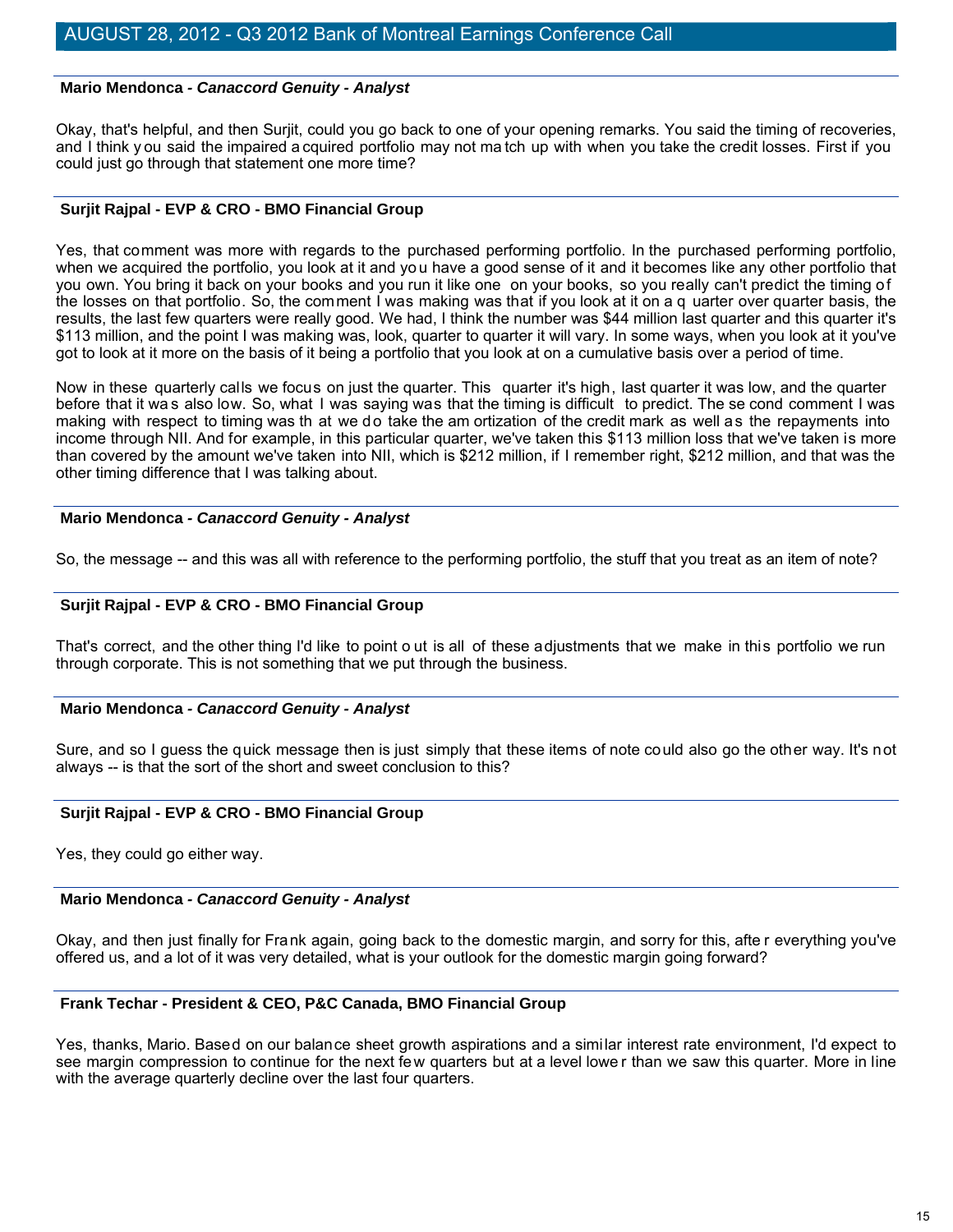**Mario Mendonca - *Canaccord Genuity - Analyst***

Okay, that's helpful, and then Surjit, could you go back to one of your opening remarks. You said the timing of recoveries, and I think you said the impaired acquired portfolio may not match up with when you take the credit losses. First if you could just go through that statement one more time?

**Surjit Rajpal - EVP & CRO - BMO Financial Group**

Yes, that comment was more with regards to the purchased performing portfolio. In the purchased performing portfolio, when we acquired the portfolio, you look at it and you have a good sense of it and it becomes like any other portfolio that you own. You bring it back on your books and you run it like one on your books, so you really can't predict the timing of the losses on that portfolio. So, the comment I was making was that if you look at it on a quarter over quarter basis, the results, the last few quarters were really good. We had, I think the number was $44 million last quarter and this quarter it's $113 million, and the point I was making was, look, quarter to quarter it will vary. In some ways, when you look at it you've got to look at it more on the basis of it being a portfolio that you look at on a cumulative basis over a period of time.

Now in these quarterly calls we focus on just the quarter. This quarter it's high, last quarter it was low, and the quarter before that it was also low. So, what I was saying was that the timing is difficult to predict. The second comment I was making with respect to timing was that we do take the amortization of the credit mark as well as the repayments into income through NII. And for example, in this particular quarter, we've taken this $113 million loss that we've taken is more than covered by the amount we've taken into NII, which is $212 million, if I remember right, $212 million, and that was the other timing difference that I was talking about.

**Mario Mendonca - *Canaccord Genuity - Analyst***

So, the message -- and this was all with reference to the performing portfolio, the stuff that you treat as an item of note?

**Surjit Rajpal - EVP & CRO - BMO Financial Group**

That's correct, and the other thing I'd like to point out is all of these adjustments that we make in this portfolio we run through corporate. This is not something that we put through the business.

**Mario Mendonca - *Canaccord Genuity - Analyst***

Sure, and so I guess the quick message then is just simply that these items of note could also go the other way. It's not always -- is that the sort of the short and sweet conclusion to this?

**Surjit Rajpal - EVP & CRO - BMO Financial Group**

Yes, they could go either way.

**Mario Mendonca - *Canaccord Genuity - Analyst***

Okay, and then just finally for Frank again, going back to the domestic margin, and sorry for this, after everything you've offered us, and a lot of it was very detailed, what is your outlook for the domestic margin going forward?

**Frank Techar - President & CEO, P&C Canada, BMO Financial Group**

Yes, thanks, Mario. Based on our balance sheet growth aspirations and a similar interest rate environment, I'd expect to see margin compression to continue for the next few quarters but at a level lower than we saw this quarter. More in line with the average quarterly decline over the last four quarters.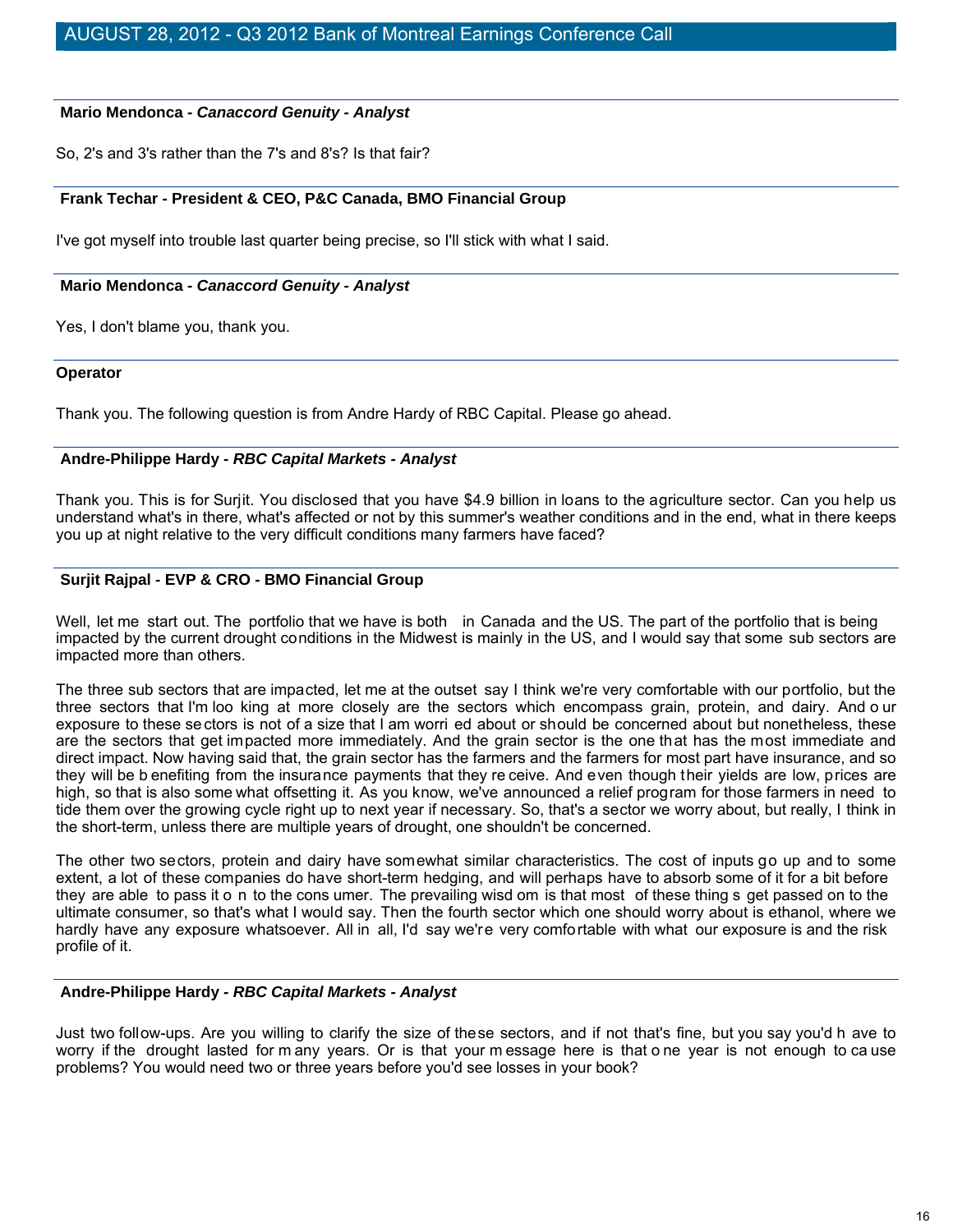**Mario Mendonca** - ***Canaccord Genuity - Analyst***

So, 2's and 3's rather than the 7's and 8's? Is that fair?

**Frank Techar - President & CEO, P&C Canada, BMO Financial Group**

I've got myself into trouble last quarter being precise, so I'll stick with what I said.

**Mario Mendonca** - ***Canaccord Genuity - Analyst***

Yes, I don't blame you, thank you.

**Operator**

Thank you. The following question is from Andre Hardy of RBC Capital. Please go ahead.

**Andre-Philippe Hardy** - ***RBC Capital Markets - Analyst***

Thank you. This is for Surjit. You disclosed that you have $4.9 billion in loans to the agriculture sector. Can you help us understand what's in there, what's affected or not by this summer's weather conditions and in the end, what in there keeps you up at night relative to the very difficult conditions many farmers have faced?

**Surjit Rajpal - EVP & CRO - BMO Financial Group**

Well, let me start out. The portfolio that we have is both in Canada and the US. The part of the portfolio that is being impacted by the current drought conditions in the Midwest is mainly in the US, and I would say that some sub sectors are impacted more than others.

The three sub sectors that are impacted, let me at the outset say I think we're very comfortable with our portfolio, but the three sectors that I'm looking at more closely are the sectors which encompass grain, protein, and dairy. And our exposure to these sectors is not of a size that I am worried about or should be concerned about but nonetheless, these are the sectors that get impacted more immediately. And the grain sector is the one that has the most immediate and direct impact. Now having said that, the grain sector has the farmers and the farmers for most part have insurance, and so they will be benefiting from the insurance payments that they receive. And even though their yields are low, prices are high, so that is also somewhat offsetting it. As you know, we've announced a relief program for those farmers in need to tide them over the growing cycle right up to next year if necessary. So, that's a sector we worry about, but really, I think in the short-term, unless there are multiple years of drought, one shouldn't be concerned.

The other two sectors, protein and dairy have somewhat similar characteristics. The cost of inputs go up and to some extent, a lot of these companies do have short-term hedging, and will perhaps have to absorb some of it for a bit before they are able to pass it on to the consumer. The prevailing wisdom is that most of these things get passed on to the ultimate consumer, so that's what I would say. Then the fourth sector which one should worry about is ethanol, where we hardly have any exposure whatsoever. All in all, I'd say we're very comfortable with what our exposure is and the risk profile of it.

**Andre-Philippe Hardy** - ***RBC Capital Markets - Analyst***

Just two follow-ups. Are you willing to clarify the size of these sectors, and if not that's fine, but you say you'd have to worry if the drought lasted for many years. Or is that your message here is that one year is not enough to cause problems? You would need two or three years before you'd see losses in your book?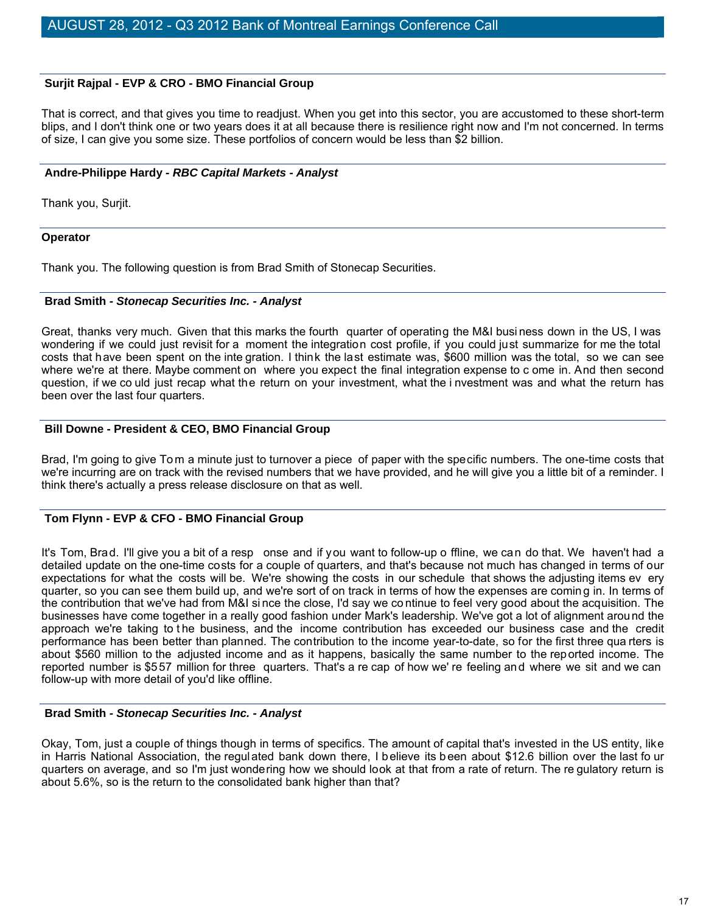**Surjit Rajpal - EVP & CRO - BMO Financial Group**

That is correct, and that gives you time to readjust. When you get into this sector, you are accustomed to these short-term blips, and I don't think one or two years does it at all because there is resilience right now and I'm not concerned. In terms of size, I can give you some size. These portfolios of concern would be less than $2 billion.

**Andre-Philippe Hardy *- RBC Capital Markets - Analyst***

Thank you, Surjit.

**Operator**

Thank you. The following question is from Brad Smith of Stonecap Securities.

**Brad Smith *- Stonecap Securities Inc. - Analyst***

Great, thanks very much. Given that this marks the fourth quarter of operating the M&I business down in the US, I was wondering if we could just revisit for a moment the integration cost profile, if you could just summarize for me the total costs that have been spent on the integration. I think the last estimate was, $600 million was the total, so we can see where we're at there. Maybe comment on where you expect the final integration expense to come in. And then second question, if we could just recap what the return on your investment, what the investment was and what the return has been over the last four quarters.

**Bill Downe - President & CEO, BMO Financial Group**

Brad, I'm going to give Tom a minute just to turnover a piece of paper with the specific numbers. The one-time costs that we're incurring are on track with the revised numbers that we have provided, and he will give you a little bit of a reminder. I think there's actually a press release disclosure on that as well.

**Tom Flynn - EVP & CFO - BMO Financial Group**

It's Tom, Brad. I'll give you a bit of a response and if you want to follow-up offline, we can do that. We haven't had a detailed update on the one-time costs for a couple of quarters, and that's because not much has changed in terms of our expectations for what the costs will be. We're showing the costs in our schedule that shows the adjusting items every quarter, so you can see them build up, and we're sort of on track in terms of how the expenses are coming in. In terms of the contribution that we've had from M&I since the close, I'd say we continue to feel very good about the acquisition. The businesses have come together in a really good fashion under Mark's leadership. We've got a lot of alignment around the approach we're taking to the business, and the income contribution has exceeded our business case and the credit performance has been better than planned. The contribution to the income year-to-date, so for the first three quarters is about $560 million to the adjusted income and as it happens, basically the same number to the reported income. The reported number is $557 million for three quarters. That's a recap of how we're feeling and where we sit and we can follow-up with more detail of you'd like offline.

**Brad Smith *- Stonecap Securities Inc. - Analyst***

Okay, Tom, just a couple of things though in terms of specifics. The amount of capital that's invested in the US entity, like in Harris National Association, the regulated bank down there, I believe its been about $12.6 billion over the last four quarters on average, and so I'm just wondering how we should look at that from a rate of return. The regulatory return is about 5.6%, so is the return to the consolidated bank higher than that?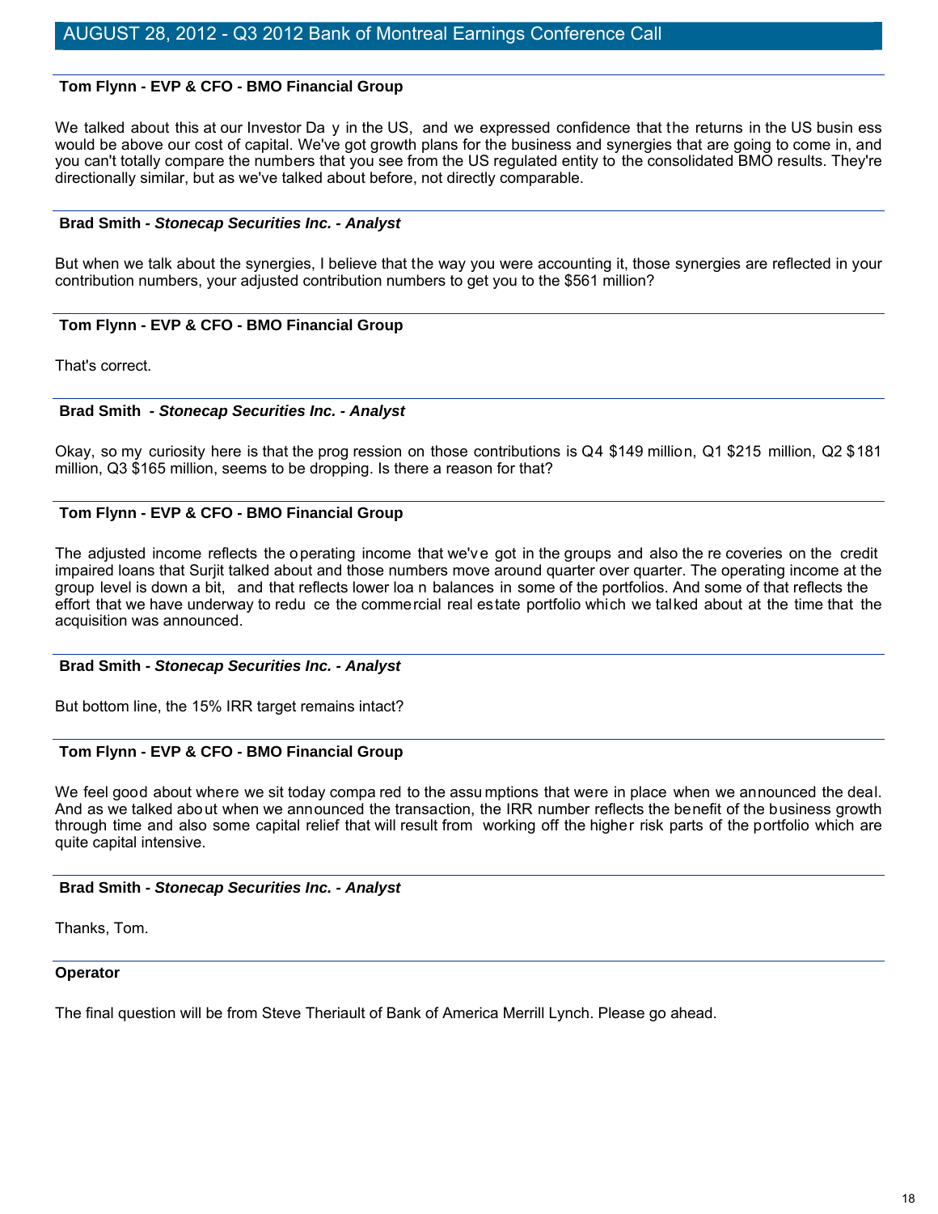**Tom Flynn - EVP & CFO - BMO Financial Group**

We talked about this at our Investor Day in the US, and we expressed confidence that the returns in the US business would be above our cost of capital. We've got growth plans for the business and synergies that are going to come in, and you can't totally compare the numbers that you see from the US regulated entity to the consolidated BMO results. They're directionally similar, but as we've talked about before, not directly comparable.

**Brad Smith - *Stonecap Securities Inc. - Analyst***

But when we talk about the synergies, I believe that the way you were accounting it, those synergies are reflected in your contribution numbers, your adjusted contribution numbers to get you to the $561 million?

**Tom Flynn - EVP & CFO - BMO Financial Group**

That's correct.

**Brad Smith - *Stonecap Securities Inc. - Analyst***

Okay, so my curiosity here is that the progression on those contributions is Q4 $149 million, Q1 $215 million, Q2 $181 million, Q3 $165 million, seems to be dropping. Is there a reason for that?

**Tom Flynn - EVP & CFO - BMO Financial Group**

The adjusted income reflects the operating income that we've got in the groups and also the recoveries on the credit impaired loans that Surjit talked about and those numbers move around quarter over quarter. The operating income at the group level is down a bit, and that reflects lower loan balances in some of the portfolios. And some of that reflects the effort that we have underway to reduce the commercial real estate portfolio which we talked about at the time that the acquisition was announced.

**Brad Smith - *Stonecap Securities Inc. - Analyst***

But bottom line, the 15% IRR target remains intact?

**Tom Flynn - EVP & CFO - BMO Financial Group**

We feel good about where we sit today compared to the assumptions that were in place when we announced the deal. And as we talked about when we announced the transaction, the IRR number reflects the benefit of the business growth through time and also some capital relief that will result from working off the higher risk parts of the portfolio which are quite capital intensive.

**Brad Smith - *Stonecap Securities Inc. - Analyst***

Thanks, Tom.

**Operator**

The final question will be from Steve Theriault of Bank of America Merrill Lynch. Please go ahead.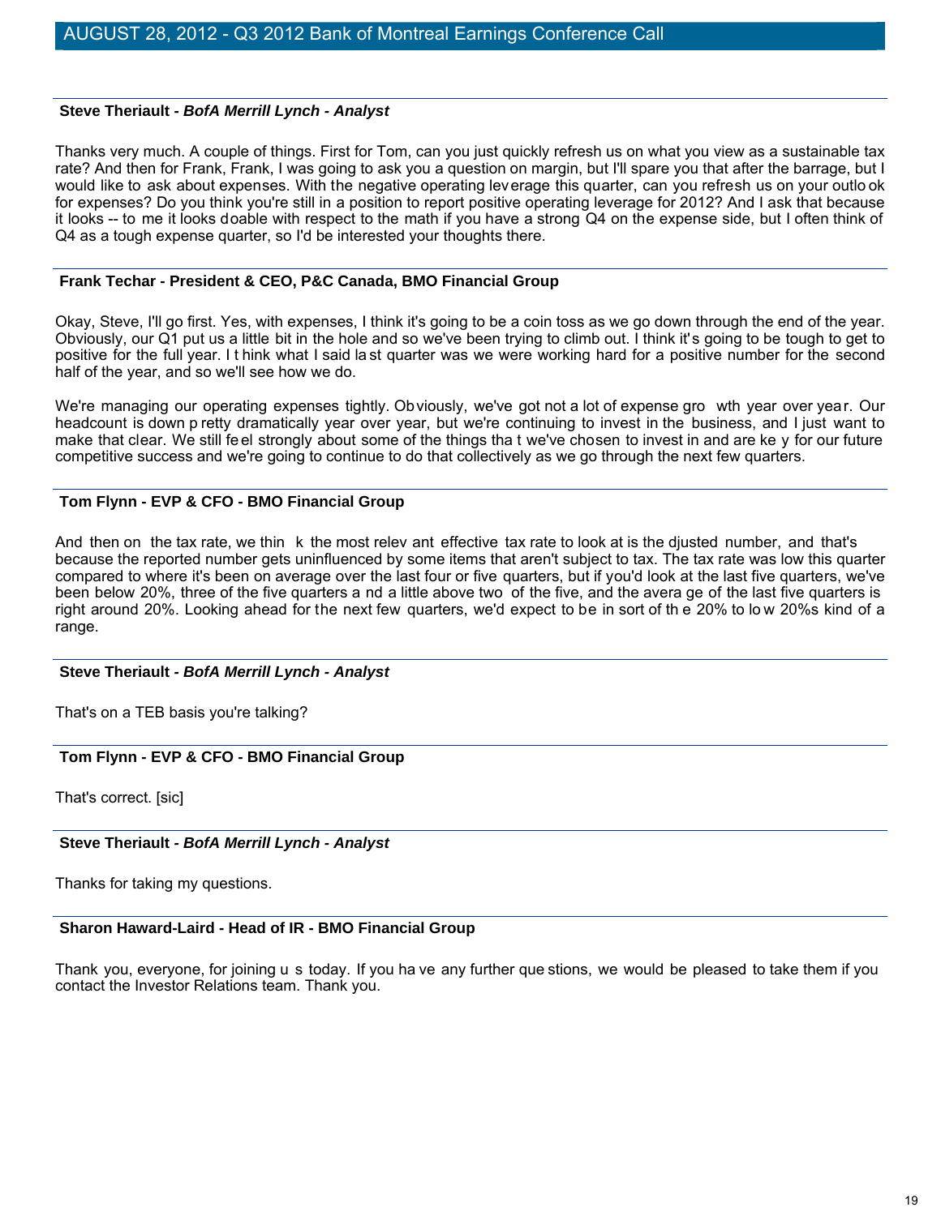**Steve Theriault** - ***BofA Merrill Lynch - Analyst***

Thanks very much. A couple of things. First for Tom, can you just quickly refresh us on what you view as a sustainable tax rate? And then for Frank, Frank, I was going to ask you a question on margin, but I'll spare you that after the barrage, but I would like to ask about expenses. With the negative operating leverage this quarter, can you refresh us on your outlook for expenses? Do you think you're still in a position to report positive operating leverage for 2012? And I ask that because it looks -- to me it looks doable with respect to the math if you have a strong Q4 on the expense side, but I often think of Q4 as a tough expense quarter, so I'd be interested your thoughts there.

**Frank Techar - President & CEO, P&C Canada, BMO Financial Group**

Okay, Steve, I'll go first. Yes, with expenses, I think it's going to be a coin toss as we go down through the end of the year. Obviously, our Q1 put us a little bit in the hole and so we've been trying to climb out. I think it's going to be tough to get to positive for the full year. I think what I said last quarter was we were working hard for a positive number for the second half of the year, and so we'll see how we do.

We're managing our operating expenses tightly. Obviously, we've got not a lot of expense growth year over year. Our headcount is down pretty dramatically year over year, but we're continuing to invest in the business, and I just want to make that clear. We still feel strongly about some of the things that we've chosen to invest in and are key for our future competitive success and we're going to continue to do that collectively as we go through the next few quarters.

**Tom Flynn - EVP & CFO - BMO Financial Group**

And then on the tax rate, we think the most relevant effective tax rate to look at is the djusted number, and that's because the reported number gets uninfluenced by some items that aren't subject to tax. The tax rate was low this quarter compared to where it's been on average over the last four or five quarters, but if you'd look at the last five quarters, we've been below 20%, three of the five quarters and a little above two of the five, and the average of the last five quarters is right around 20%. Looking ahead for the next few quarters, we'd expect to be in sort of the 20% to low 20%s kind of a range.

**Steve Theriault** - ***BofA Merrill Lynch - Analyst***

That's on a TEB basis you're talking?

**Tom Flynn - EVP & CFO - BMO Financial Group**

That's correct. [sic]

**Steve Theriault** - ***BofA Merrill Lynch - Analyst***

Thanks for taking my questions.

**Sharon Haward-Laird - Head of IR - BMO Financial Group**

Thank you, everyone, for joining us today. If you have any further questions, we would be pleased to take them if you contact the Investor Relations team. Thank you.